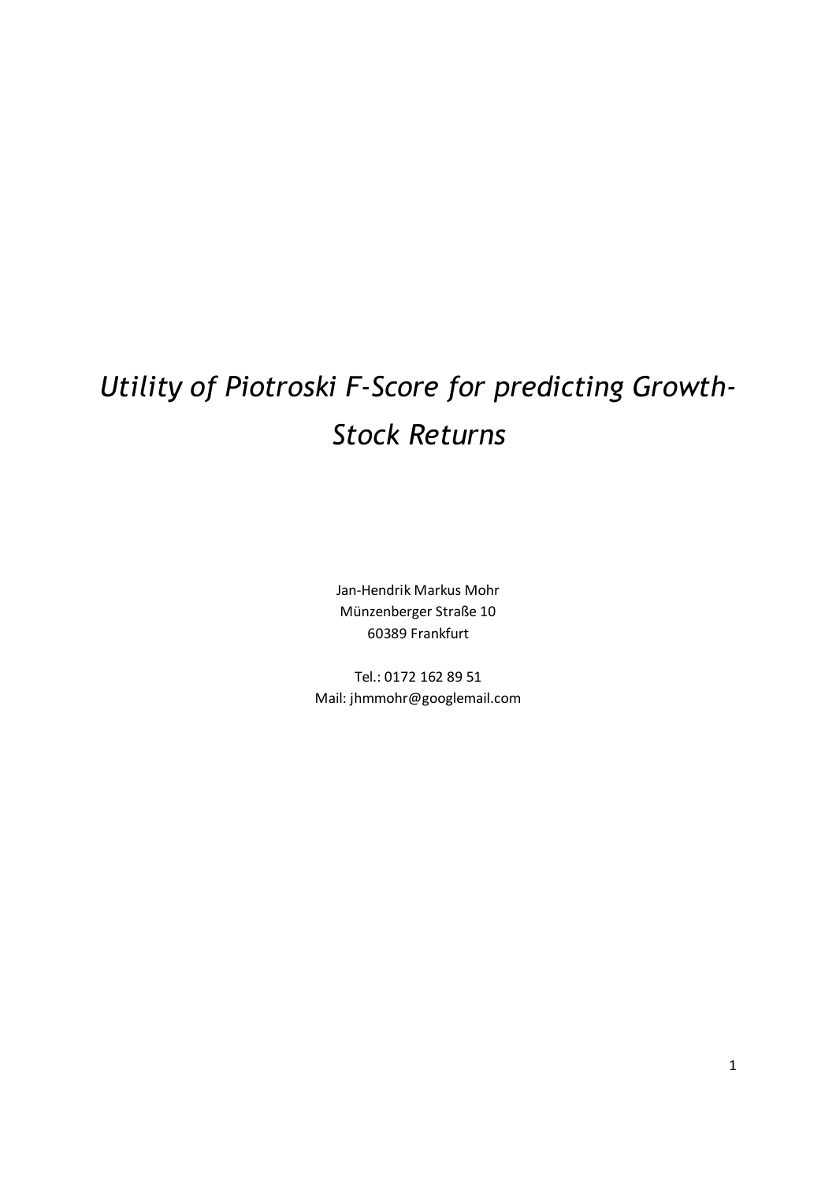# *Utility of Piotroski F-Score for predicting Growth-Stock Returns*

Jan-Hendrik Markus Mohr
Münzenberger Straße 10
60389 Frankfurt

Tel.: 0172 162 89 51
Mail: jhmmohr@googlemail.com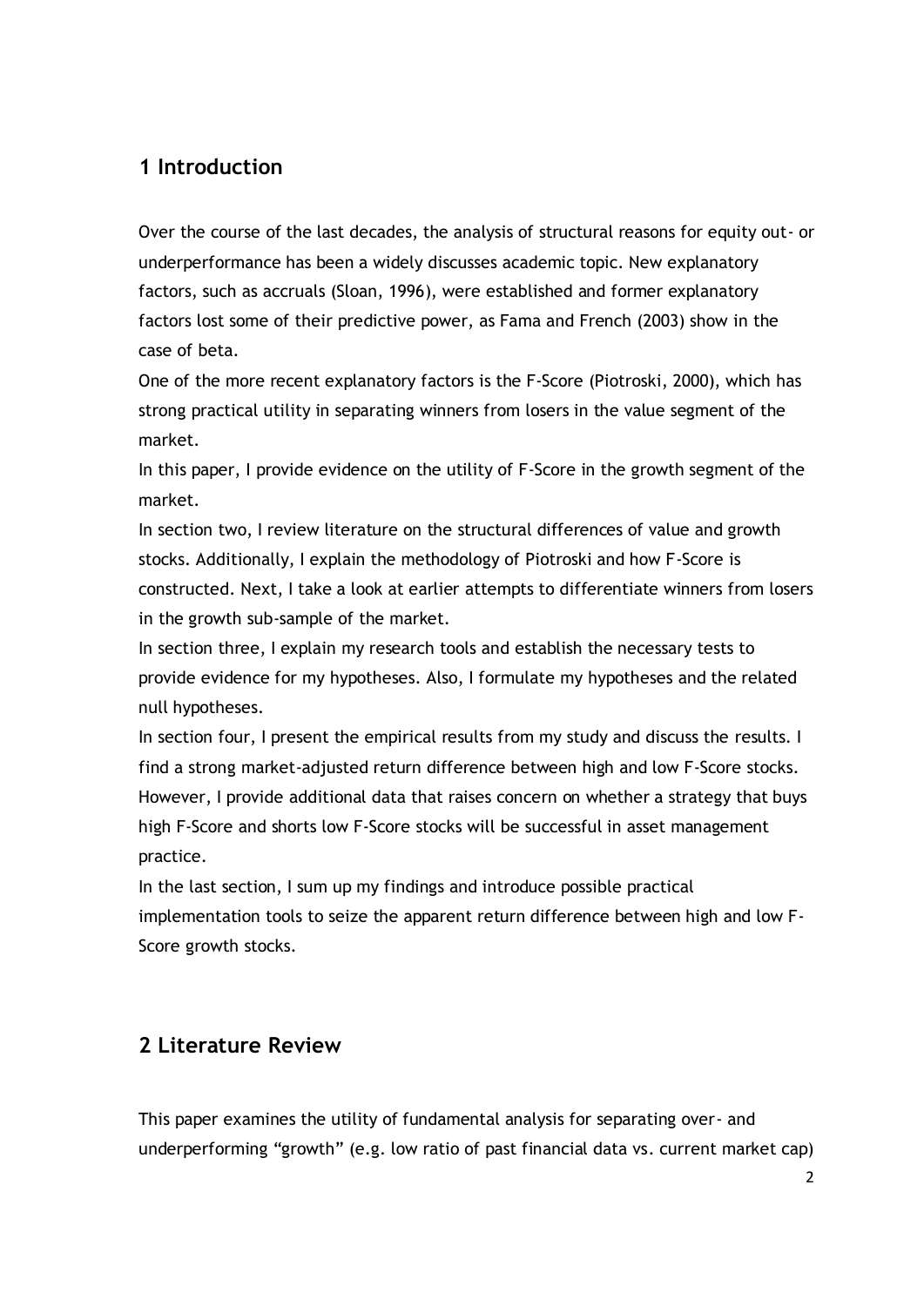## 1 Introduction

Over the course of the last decades, the analysis of structural reasons for equity out- or underperformance has been a widely discusses academic topic. New explanatory factors, such as accruals (Sloan, 1996), were established and former explanatory factors lost some of their predictive power, as Fama and French (2003) show in the case of beta.

One of the more recent explanatory factors is the F-Score (Piotroski, 2000), which has strong practical utility in separating winners from losers in the value segment of the market.

In this paper, I provide evidence on the utility of F-Score in the growth segment of the market.

In section two, I review literature on the structural differences of value and growth stocks. Additionally, I explain the methodology of Piotroski and how F-Score is constructed. Next, I take a look at earlier attempts to differentiate winners from losers in the growth sub-sample of the market.

In section three, I explain my research tools and establish the necessary tests to provide evidence for my hypotheses. Also, I formulate my hypotheses and the related null hypotheses.

In section four, I present the empirical results from my study and discuss the results. I find a strong market-adjusted return difference between high and low F-Score stocks. However, I provide additional data that raises concern on whether a strategy that buys high F-Score and shorts low F-Score stocks will be successful in asset management practice.

In the last section, I sum up my findings and introduce possible practical implementation tools to seize the apparent return difference between high and low F-Score growth stocks.

## 2 Literature Review

This paper examines the utility of fundamental analysis for separating over- and underperforming "growth" (e.g. low ratio of past financial data vs. current market cap)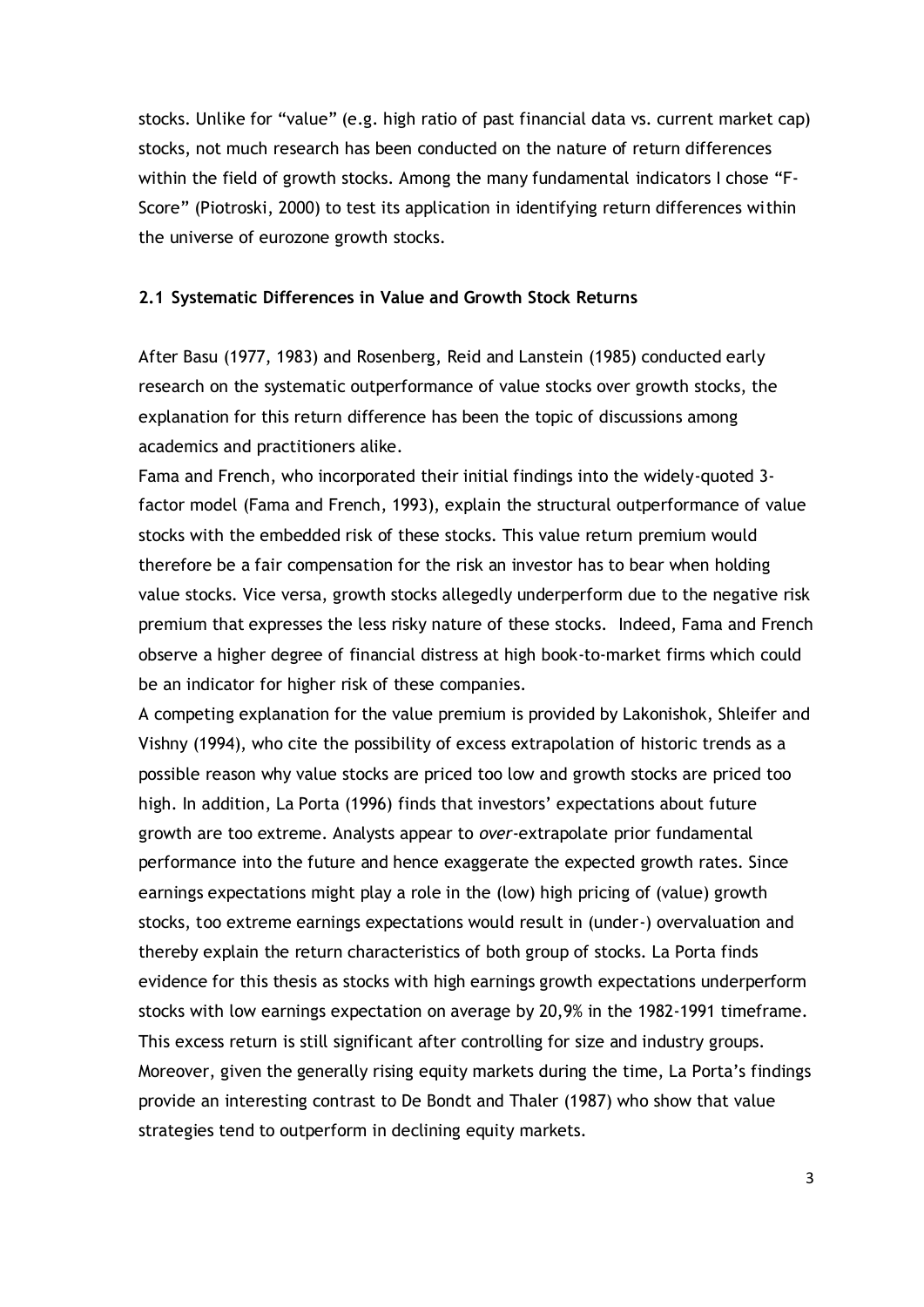stocks. Unlike for "value" (e.g. high ratio of past financial data vs. current market cap) stocks, not much research has been conducted on the nature of return differences within the field of growth stocks. Among the many fundamental indicators I chose "F-Score" (Piotroski, 2000) to test its application in identifying return differences within the universe of eurozone growth stocks.

### 2.1 Systematic Differences in Value and Growth Stock Returns

After Basu (1977, 1983) and Rosenberg, Reid and Lanstein (1985) conducted early research on the systematic outperformance of value stocks over growth stocks, the explanation for this return difference has been the topic of discussions among academics and practitioners alike.

Fama and French, who incorporated their initial findings into the widely-quoted 3-factor model (Fama and French, 1993), explain the structural outperformance of value stocks with the embedded risk of these stocks. This value return premium would therefore be a fair compensation for the risk an investor has to bear when holding value stocks. Vice versa, growth stocks allegedly underperform due to the negative risk premium that expresses the less risky nature of these stocks. Indeed, Fama and French observe a higher degree of financial distress at high book-to-market firms which could be an indicator for higher risk of these companies.

A competing explanation for the value premium is provided by Lakonishok, Shleifer and Vishny (1994), who cite the possibility of excess extrapolation of historic trends as a possible reason why value stocks are priced too low and growth stocks are priced too high. In addition, La Porta (1996) finds that investors' expectations about future growth are too extreme. Analysts appear to *over*-extrapolate prior fundamental performance into the future and hence exaggerate the expected growth rates. Since earnings expectations might play a role in the (low) high pricing of (value) growth stocks, too extreme earnings expectations would result in (under-) overvaluation and thereby explain the return characteristics of both group of stocks. La Porta finds evidence for this thesis as stocks with high earnings growth expectations underperform stocks with low earnings expectation on average by 20,9% in the 1982-1991 timeframe. This excess return is still significant after controlling for size and industry groups. Moreover, given the generally rising equity markets during the time, La Porta's findings provide an interesting contrast to De Bondt and Thaler (1987) who show that value strategies tend to outperform in declining equity markets.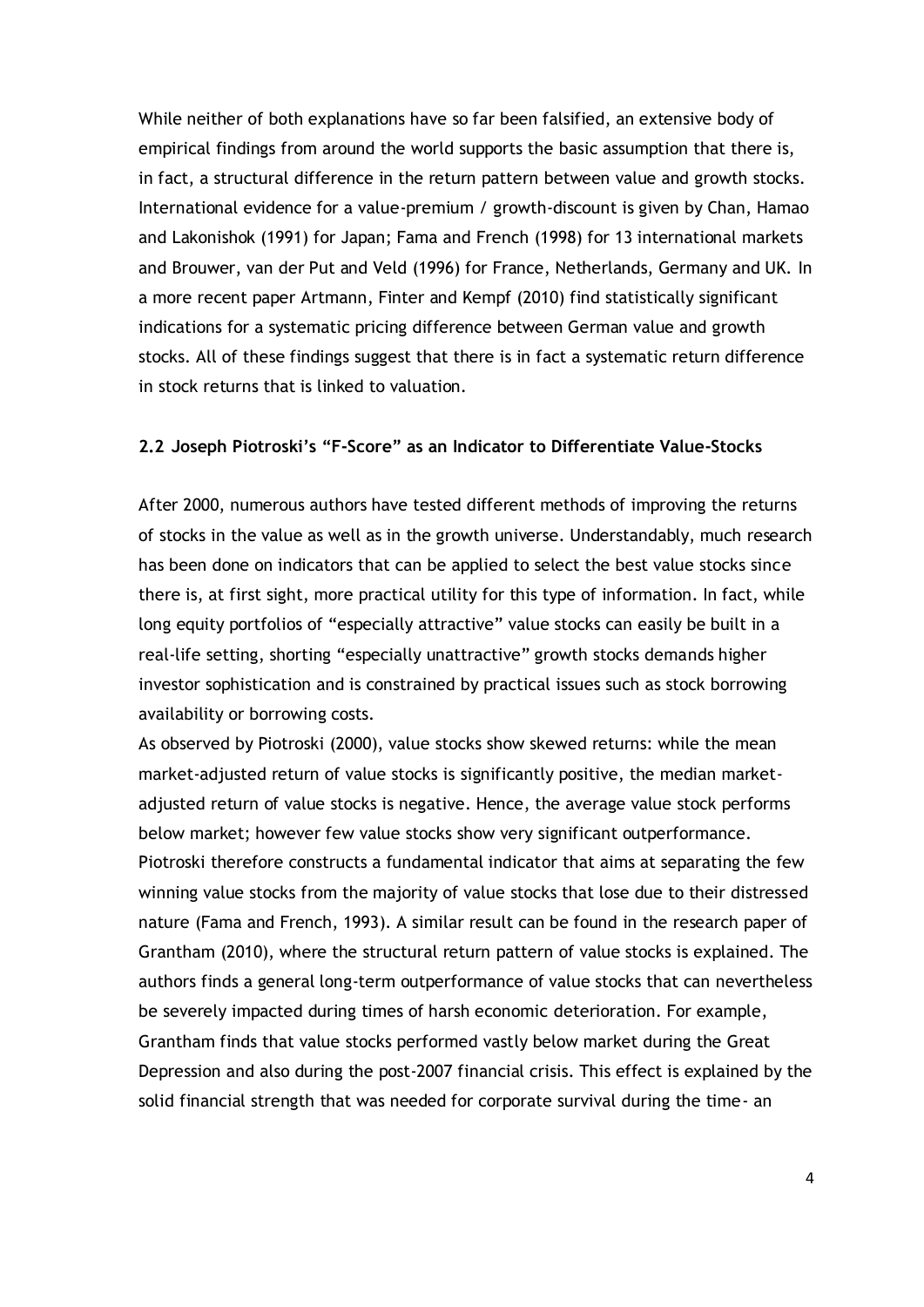While neither of both explanations have so far been falsified, an extensive body of empirical findings from around the world supports the basic assumption that there is, in fact, a structural difference in the return pattern between value and growth stocks. International evidence for a value-premium / growth-discount is given by Chan, Hamao and Lakonishok (1991) for Japan; Fama and French (1998) for 13 international markets and Brouwer, van der Put and Veld (1996) for France, Netherlands, Germany and UK. In a more recent paper Artmann, Finter and Kempf (2010) find statistically significant indications for a systematic pricing difference between German value and growth stocks. All of these findings suggest that there is in fact a systematic return difference in stock returns that is linked to valuation.

### 2.2 Joseph Piotroski's "F-Score" as an Indicator to Differentiate Value-Stocks

After 2000, numerous authors have tested different methods of improving the returns of stocks in the value as well as in the growth universe. Understandably, much research has been done on indicators that can be applied to select the best value stocks since there is, at first sight, more practical utility for this type of information. In fact, while long equity portfolios of "especially attractive" value stocks can easily be built in a real-life setting, shorting "especially unattractive" growth stocks demands higher investor sophistication and is constrained by practical issues such as stock borrowing availability or borrowing costs.

As observed by Piotroski (2000), value stocks show skewed returns: while the mean market-adjusted return of value stocks is significantly positive, the median market-adjusted return of value stocks is negative. Hence, the average value stock performs below market; however few value stocks show very significant outperformance. Piotroski therefore constructs a fundamental indicator that aims at separating the few winning value stocks from the majority of value stocks that lose due to their distressed nature (Fama and French, 1993). A similar result can be found in the research paper of Grantham (2010), where the structural return pattern of value stocks is explained. The authors finds a general long-term outperformance of value stocks that can nevertheless be severely impacted during times of harsh economic deterioration. For example, Grantham finds that value stocks performed vastly below market during the Great Depression and also during the post-2007 financial crisis. This effect is explained by the solid financial strength that was needed for corporate survival during the time- an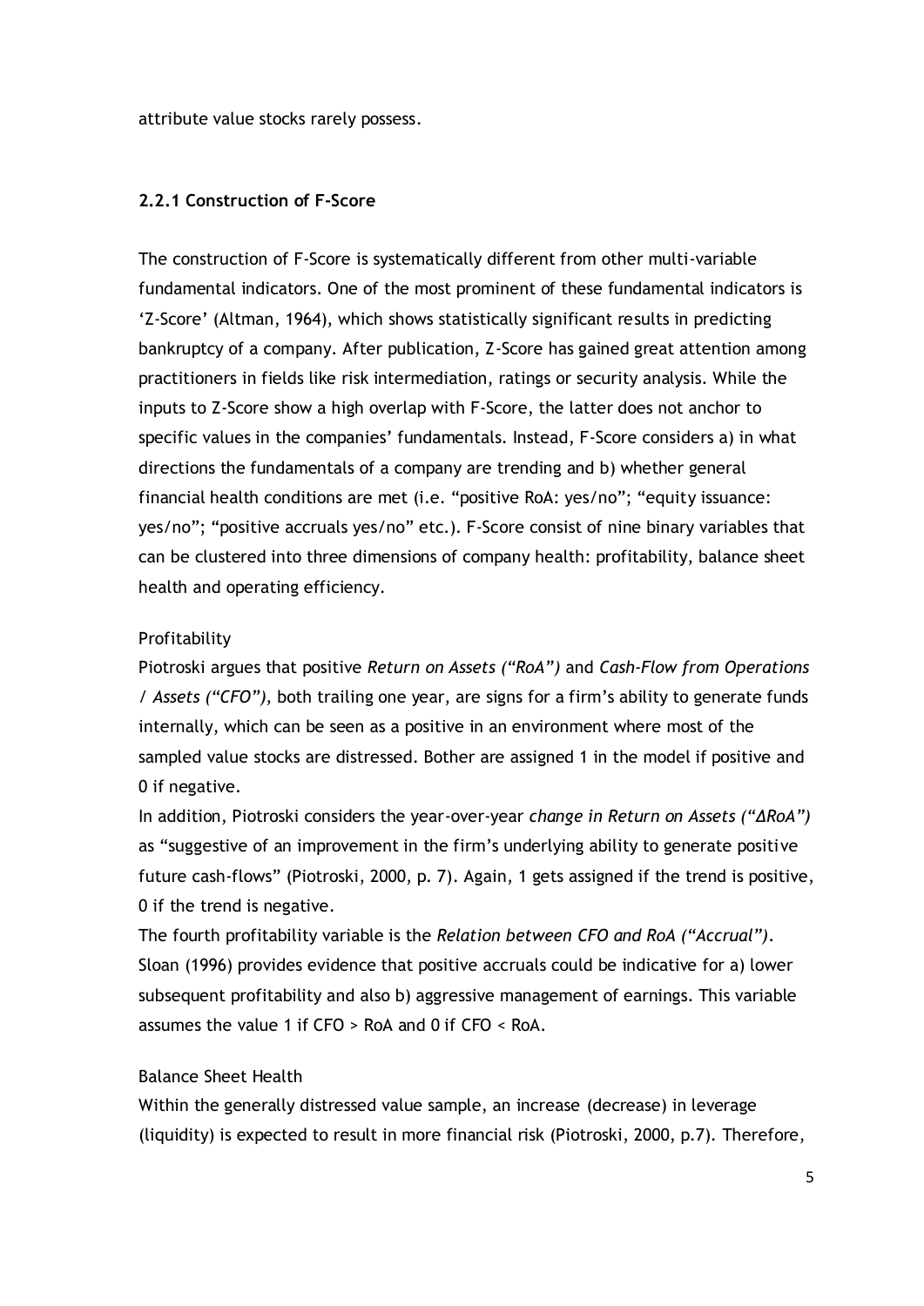attribute value stocks rarely possess.

### 2.2.1 Construction of F-Score

The construction of F-Score is systematically different from other multi-variable fundamental indicators. One of the most prominent of these fundamental indicators is 'Z-Score' (Altman, 1964), which shows statistically significant results in predicting bankruptcy of a company. After publication, Z-Score has gained great attention among practitioners in fields like risk intermediation, ratings or security analysis. While the inputs to Z-Score show a high overlap with F-Score, the latter does not anchor to specific values in the companies' fundamentals. Instead, F-Score considers a) in what directions the fundamentals of a company are trending and b) whether general financial health conditions are met (i.e. "positive RoA: yes/no"; "equity issuance: yes/no"; "positive accruals yes/no" etc.). F-Score consist of nine binary variables that can be clustered into three dimensions of company health: profitability, balance sheet health and operating efficiency.

Profitability

Piotroski argues that positive *Return on Assets ("RoA")* and *Cash-Flow from Operations / Assets ("CFO"),* both trailing one year, are signs for a firm's ability to generate funds internally, which can be seen as a positive in an environment where most of the sampled value stocks are distressed. Bother are assigned 1 in the model if positive and 0 if negative.

In addition, Piotroski considers the year-over-year *change in Return on Assets ("ΔRoA")* as "suggestive of an improvement in the firm's underlying ability to generate positive future cash-flows" (Piotroski, 2000, p. 7). Again, 1 gets assigned if the trend is positive, 0 if the trend is negative.

The fourth profitability variable is the *Relation between CFO and RoA ("Accrual")*. Sloan (1996) provides evidence that positive accruals could be indicative for a) lower subsequent profitability and also b) aggressive management of earnings. This variable assumes the value 1 if CFO > RoA and 0 if CFO < RoA.

Balance Sheet Health

Within the generally distressed value sample, an increase (decrease) in leverage (liquidity) is expected to result in more financial risk (Piotroski, 2000, p.7). Therefore,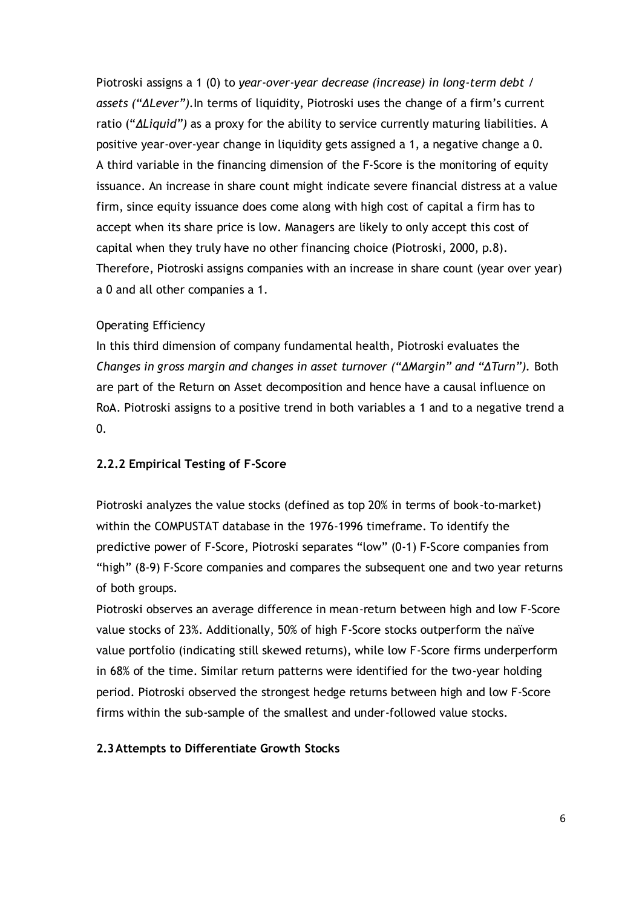Piotroski assigns a 1 (0) to *year-over-year decrease (increase) in long-term debt / assets ("ΔLever")*.In terms of liquidity, Piotroski uses the change of a firm's current ratio ("*ΔLiquid")* as a proxy for the ability to service currently maturing liabilities. A positive year-over-year change in liquidity gets assigned a 1, a negative change a 0. A third variable in the financing dimension of the F-Score is the monitoring of equity issuance. An increase in share count might indicate severe financial distress at a value firm, since equity issuance does come along with high cost of capital a firm has to accept when its share price is low. Managers are likely to only accept this cost of capital when they truly have no other financing choice (Piotroski, 2000, p.8). Therefore, Piotroski assigns companies with an increase in share count (year over year) a 0 and all other companies a 1.

Operating Efficiency

In this third dimension of company fundamental health, Piotroski evaluates the *Changes in gross margin and changes in asset turnover ("ΔMargin" and "ΔTurn").* Both are part of the Return on Asset decomposition and hence have a causal influence on RoA. Piotroski assigns to a positive trend in both variables a 1 and to a negative trend a 0.

### 2.2.2 Empirical Testing of F-Score

Piotroski analyzes the value stocks (defined as top 20% in terms of book-to-market) within the COMPUSTAT database in the 1976-1996 timeframe. To identify the predictive power of F-Score, Piotroski separates "low" (0-1) F-Score companies from "high" (8-9) F-Score companies and compares the subsequent one and two year returns of both groups.

Piotroski observes an average difference in mean-return between high and low F-Score value stocks of 23%. Additionally, 50% of high F-Score stocks outperform the naïve value portfolio (indicating still skewed returns), while low F-Score firms underperform in 68% of the time. Similar return patterns were identified for the two-year holding period. Piotroski observed the strongest hedge returns between high and low F-Score firms within the sub-sample of the smallest and under-followed value stocks.

## 2.3 Attempts to Differentiate Growth Stocks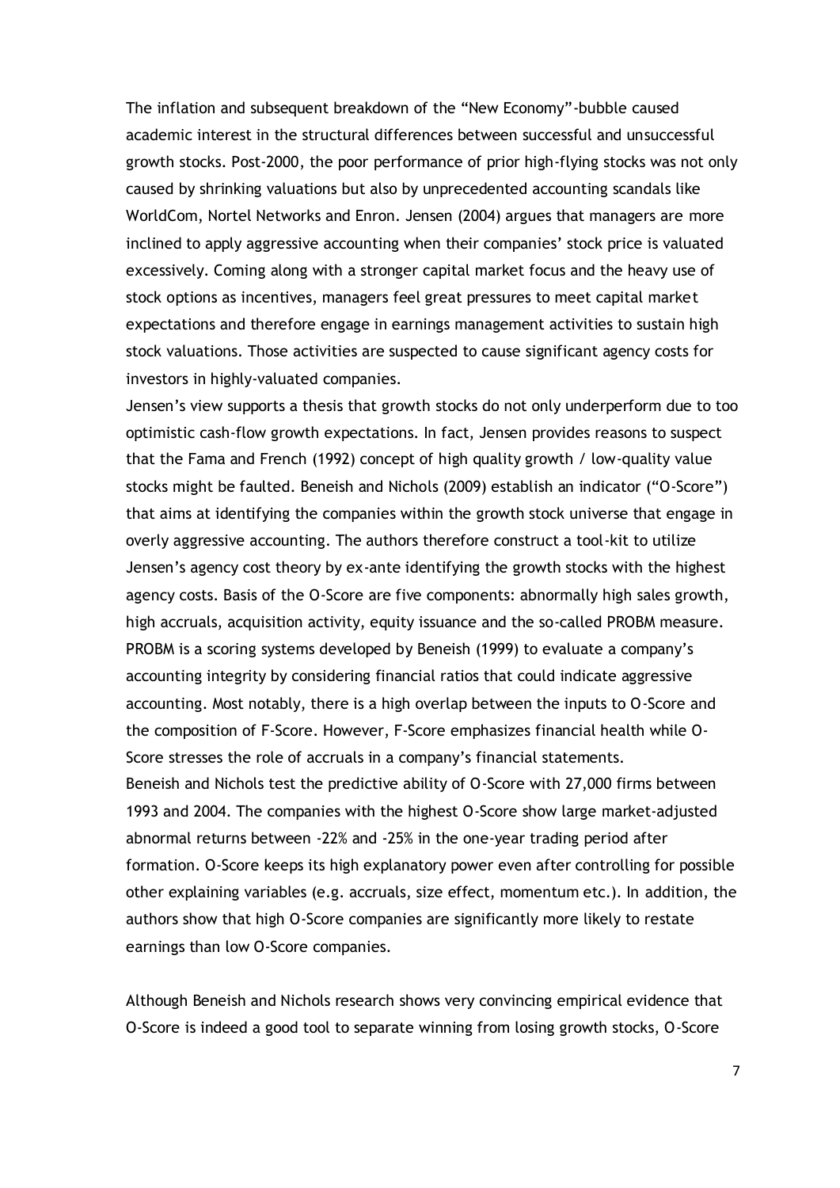The inflation and subsequent breakdown of the "New Economy"-bubble caused academic interest in the structural differences between successful and unsuccessful growth stocks. Post-2000, the poor performance of prior high-flying stocks was not only caused by shrinking valuations but also by unprecedented accounting scandals like WorldCom, Nortel Networks and Enron. Jensen (2004) argues that managers are more inclined to apply aggressive accounting when their companies' stock price is valuated excessively. Coming along with a stronger capital market focus and the heavy use of stock options as incentives, managers feel great pressures to meet capital market expectations and therefore engage in earnings management activities to sustain high stock valuations. Those activities are suspected to cause significant agency costs for investors in highly-valuated companies.

Jensen's view supports a thesis that growth stocks do not only underperform due to too optimistic cash-flow growth expectations. In fact, Jensen provides reasons to suspect that the Fama and French (1992) concept of high quality growth / low-quality value stocks might be faulted. Beneish and Nichols (2009) establish an indicator ("O-Score") that aims at identifying the companies within the growth stock universe that engage in overly aggressive accounting. The authors therefore construct a tool-kit to utilize Jensen's agency cost theory by ex-ante identifying the growth stocks with the highest agency costs. Basis of the O-Score are five components: abnormally high sales growth, high accruals, acquisition activity, equity issuance and the so-called PROBM measure. PROBM is a scoring systems developed by Beneish (1999) to evaluate a company's accounting integrity by considering financial ratios that could indicate aggressive accounting. Most notably, there is a high overlap between the inputs to O-Score and the composition of F-Score. However, F-Score emphasizes financial health while O-Score stresses the role of accruals in a company's financial statements.

Beneish and Nichols test the predictive ability of O-Score with 27,000 firms between 1993 and 2004. The companies with the highest O-Score show large market-adjusted abnormal returns between -22% and -25% in the one-year trading period after formation. O-Score keeps its high explanatory power even after controlling for possible other explaining variables (e.g. accruals, size effect, momentum etc.). In addition, the authors show that high O-Score companies are significantly more likely to restate earnings than low O-Score companies.

Although Beneish and Nichols research shows very convincing empirical evidence that O-Score is indeed a good tool to separate winning from losing growth stocks, O-Score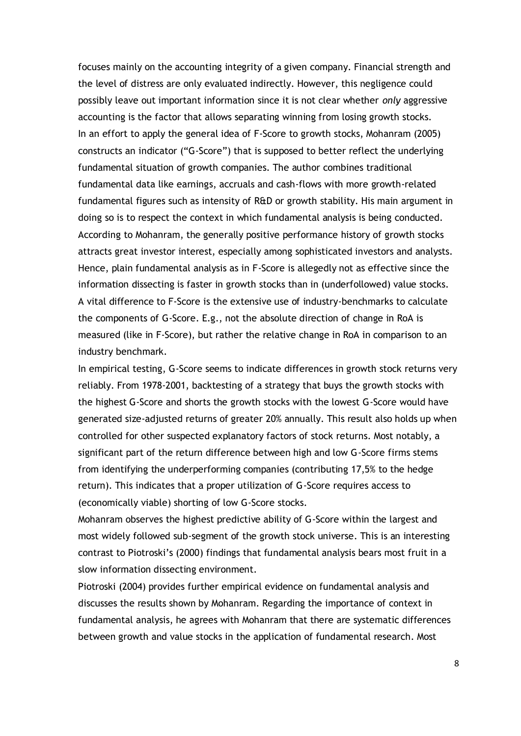focuses mainly on the accounting integrity of a given company. Financial strength and the level of distress are only evaluated indirectly. However, this negligence could possibly leave out important information since it is not clear whether *only* aggressive accounting is the factor that allows separating winning from losing growth stocks.
In an effort to apply the general idea of F-Score to growth stocks, Mohanram (2005) constructs an indicator ("G-Score") that is supposed to better reflect the underlying fundamental situation of growth companies. The author combines traditional fundamental data like earnings, accruals and cash-flows with more growth-related fundamental figures such as intensity of R&D or growth stability. His main argument in doing so is to respect the context in which fundamental analysis is being conducted. According to Mohanram, the generally positive performance history of growth stocks attracts great investor interest, especially among sophisticated investors and analysts. Hence, plain fundamental analysis as in F-Score is allegedly not as effective since the information dissecting is faster in growth stocks than in (underfollowed) value stocks. A vital difference to F-Score is the extensive use of industry-benchmarks to calculate the components of G-Score. E.g., not the absolute direction of change in RoA is measured (like in F-Score), but rather the relative change in RoA in comparison to an industry benchmark.
In empirical testing, G-Score seems to indicate differences in growth stock returns very reliably. From 1978-2001, backtesting of a strategy that buys the growth stocks with the highest G-Score and shorts the growth stocks with the lowest G-Score would have generated size-adjusted returns of greater 20% annually. This result also holds up when controlled for other suspected explanatory factors of stock returns. Most notably, a significant part of the return difference between high and low G-Score firms stems from identifying the underperforming companies (contributing 17,5% to the hedge return). This indicates that a proper utilization of G-Score requires access to (economically viable) shorting of low G-Score stocks.
Mohanram observes the highest predictive ability of G-Score within the largest and most widely followed sub-segment of the growth stock universe. This is an interesting contrast to Piotroski's (2000) findings that fundamental analysis bears most fruit in a slow information dissecting environment.
Piotroski (2004) provides further empirical evidence on fundamental analysis and discusses the results shown by Mohanram. Regarding the importance of context in fundamental analysis, he agrees with Mohanram that there are systematic differences between growth and value stocks in the application of fundamental research. Most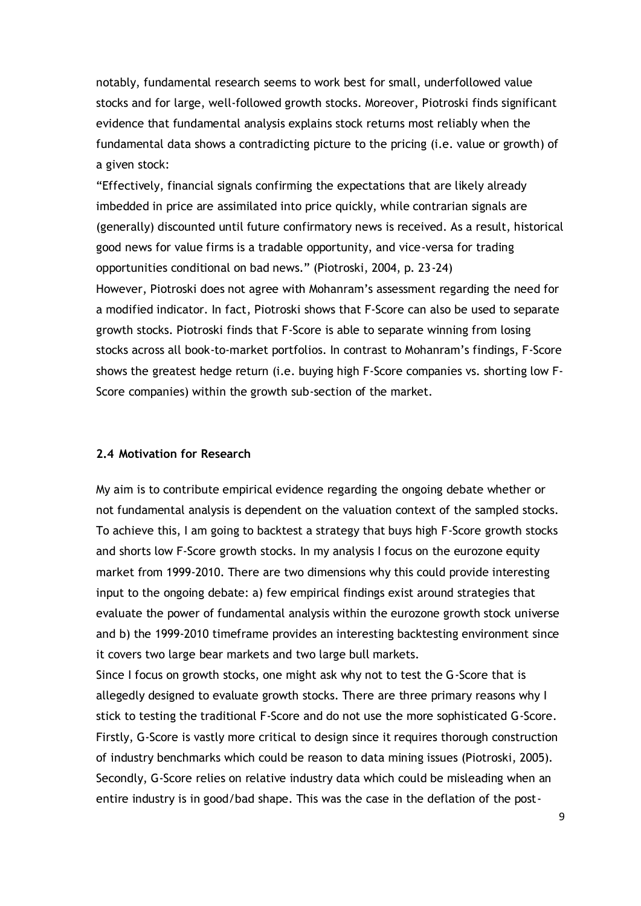notably, fundamental research seems to work best for small, underfollowed value stocks and for large, well-followed growth stocks. Moreover, Piotroski finds significant evidence that fundamental analysis explains stock returns most reliably when the fundamental data shows a contradicting picture to the pricing (i.e. value or growth) of a given stock:

"Effectively, financial signals confirming the expectations that are likely already imbedded in price are assimilated into price quickly, while contrarian signals are (generally) discounted until future confirmatory news is received. As a result, historical good news for value firms is a tradable opportunity, and vice-versa for trading opportunities conditional on bad news." (Piotroski, 2004, p. 23-24)

However, Piotroski does not agree with Mohanram's assessment regarding the need for a modified indicator. In fact, Piotroski shows that F-Score can also be used to separate growth stocks. Piotroski finds that F-Score is able to separate winning from losing stocks across all book-to-market portfolios. In contrast to Mohanram's findings, F-Score shows the greatest hedge return (i.e. buying high F-Score companies vs. shorting low F-Score companies) within the growth sub-section of the market.

### 2.4 Motivation for Research

My aim is to contribute empirical evidence regarding the ongoing debate whether or not fundamental analysis is dependent on the valuation context of the sampled stocks. To achieve this, I am going to backtest a strategy that buys high F-Score growth stocks and shorts low F-Score growth stocks. In my analysis I focus on the eurozone equity market from 1999-2010. There are two dimensions why this could provide interesting input to the ongoing debate: a) few empirical findings exist around strategies that evaluate the power of fundamental analysis within the eurozone growth stock universe and b) the 1999-2010 timeframe provides an interesting backtesting environment since it covers two large bear markets and two large bull markets.

Since I focus on growth stocks, one might ask why not to test the G-Score that is allegedly designed to evaluate growth stocks. There are three primary reasons why I stick to testing the traditional F-Score and do not use the more sophisticated G-Score. Firstly, G-Score is vastly more critical to design since it requires thorough construction of industry benchmarks which could be reason to data mining issues (Piotroski, 2005). Secondly, G-Score relies on relative industry data which could be misleading when an entire industry is in good/bad shape. This was the case in the deflation of the post-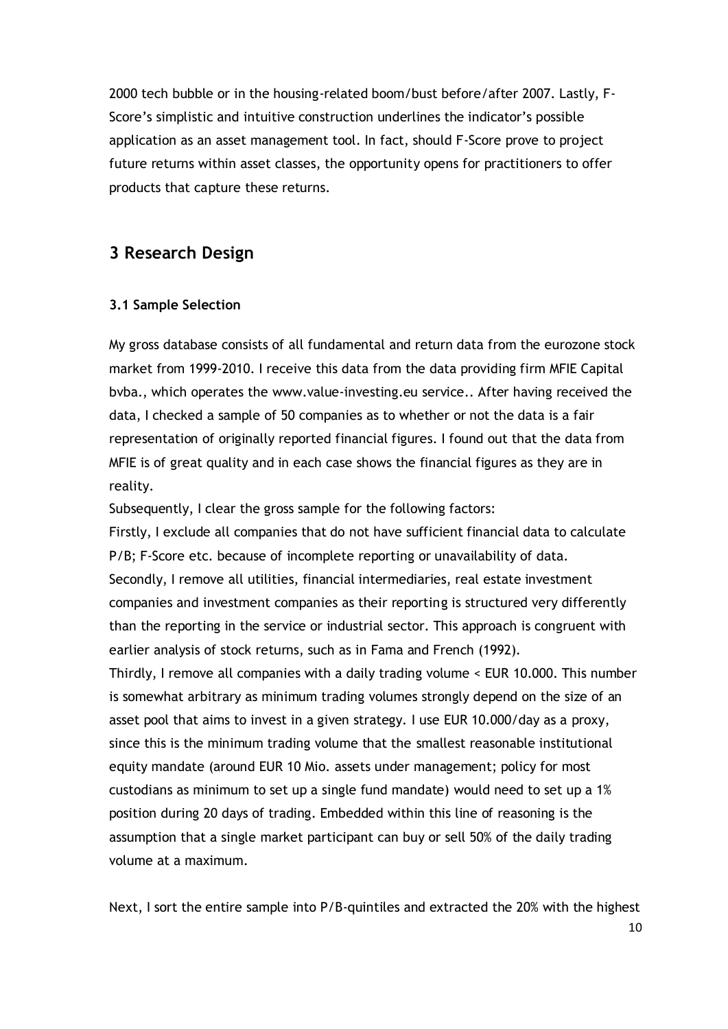2000 tech bubble or in the housing-related boom/bust before/after 2007. Lastly, F-Score's simplistic and intuitive construction underlines the indicator's possible application as an asset management tool. In fact, should F-Score prove to project future returns within asset classes, the opportunity opens for practitioners to offer products that capture these returns.

## 3 Research Design

### 3.1 Sample Selection

My gross database consists of all fundamental and return data from the eurozone stock market from 1999-2010. I receive this data from the data providing firm MFIE Capital bvba., which operates the www.value-investing.eu service.. After having received the data, I checked a sample of 50 companies as to whether or not the data is a fair representation of originally reported financial figures. I found out that the data from MFIE is of great quality and in each case shows the financial figures as they are in reality.

Subsequently, I clear the gross sample for the following factors:

Firstly, I exclude all companies that do not have sufficient financial data to calculate P/B; F-Score etc. because of incomplete reporting or unavailability of data.

Secondly, I remove all utilities, financial intermediaries, real estate investment companies and investment companies as their reporting is structured very differently than the reporting in the service or industrial sector. This approach is congruent with earlier analysis of stock returns, such as in Fama and French (1992).

Thirdly, I remove all companies with a daily trading volume < EUR 10.000. This number is somewhat arbitrary as minimum trading volumes strongly depend on the size of an asset pool that aims to invest in a given strategy. I use EUR 10.000/day as a proxy, since this is the minimum trading volume that the smallest reasonable institutional equity mandate (around EUR 10 Mio. assets under management; policy for most custodians as minimum to set up a single fund mandate) would need to set up a 1% position during 20 days of trading. Embedded within this line of reasoning is the assumption that a single market participant can buy or sell 50% of the daily trading volume at a maximum.

Next, I sort the entire sample into P/B-quintiles and extracted the 20% with the highest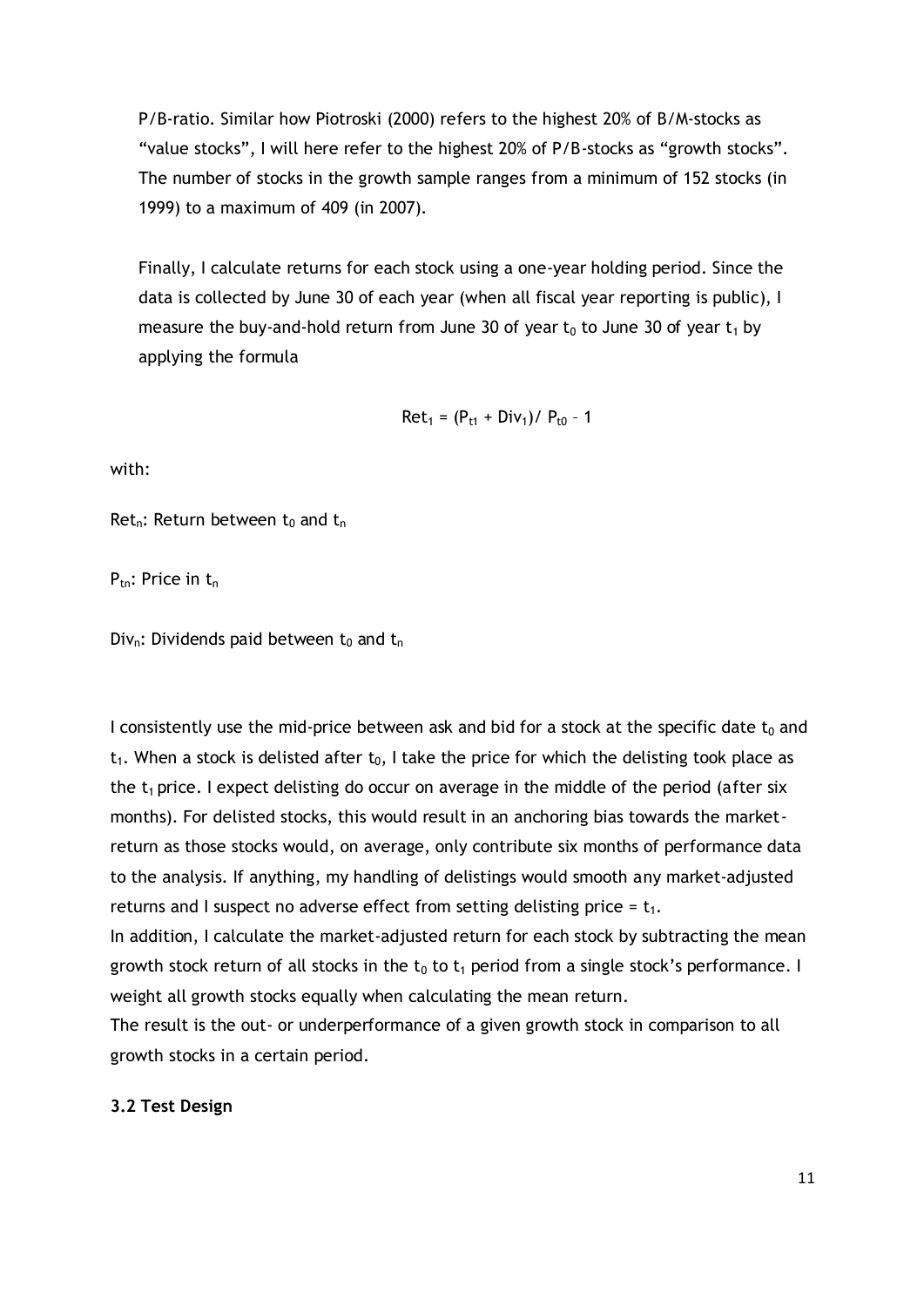P/B-ratio. Similar how Piotroski (2000) refers to the highest 20% of B/M-stocks as "value stocks", I will here refer to the highest 20% of P/B-stocks as "growth stocks". The number of stocks in the growth sample ranges from a minimum of 152 stocks (in 1999) to a maximum of 409 (in 2007).

Finally, I calculate returns for each stock using a one-year holding period. Since the data is collected by June 30 of each year (when all fiscal year reporting is public), I measure the buy-and-hold return from June 30 of year $t_0$ to June 30 of year $t_1$ by applying the formula

$$Ret_1 = (P_{t1} + Div_1) / P_{t0} - 1$$

with:

$Ret_n$: Return between $t_0$ and $t_n$

$P_{tn}$: Price in $t_n$

$Div_n$: Dividends paid between $t_0$ and $t_n$

I consistently use the mid-price between ask and bid for a stock at the specific date $t_0$ and $t_1$. When a stock is delisted after $t_0$, I take the price for which the delisting took place as the $t_1$ price. I expect delisting do occur on average in the middle of the period (after six months). For delisted stocks, this would result in an anchoring bias towards the market-return as those stocks would, on average, only contribute six months of performance data to the analysis. If anything, my handling of delistings would smooth any market-adjusted returns and I suspect no adverse effect from setting delisting price = $t_1$.
In addition, I calculate the market-adjusted return for each stock by subtracting the mean growth stock return of all stocks in the $t_0$ to $t_1$ period from a single stock's performance. I weight all growth stocks equally when calculating the mean return.
The result is the out- or underperformance of a given growth stock in comparison to all growth stocks in a certain period.

### 3.2 Test Design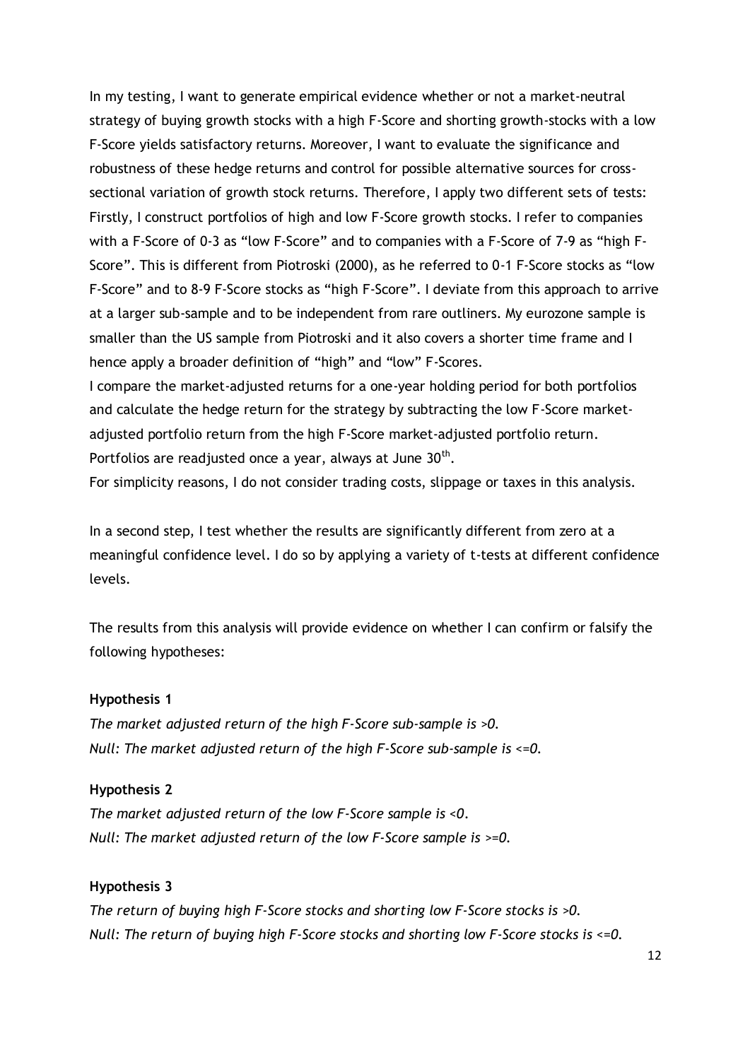In my testing, I want to generate empirical evidence whether or not a market-neutral strategy of buying growth stocks with a high F-Score and shorting growth-stocks with a low F-Score yields satisfactory returns. Moreover, I want to evaluate the significance and robustness of these hedge returns and control for possible alternative sources for cross-sectional variation of growth stock returns. Therefore, I apply two different sets of tests: Firstly, I construct portfolios of high and low F-Score growth stocks. I refer to companies with a F-Score of 0-3 as "low F-Score" and to companies with a F-Score of 7-9 as "high F-Score". This is different from Piotroski (2000), as he referred to 0-1 F-Score stocks as "low F-Score" and to 8-9 F-Score stocks as "high F-Score". I deviate from this approach to arrive at a larger sub-sample and to be independent from rare outliners. My eurozone sample is smaller than the US sample from Piotroski and it also covers a shorter time frame and I hence apply a broader definition of "high" and "low" F-Scores.

I compare the market-adjusted returns for a one-year holding period for both portfolios and calculate the hedge return for the strategy by subtracting the low F-Score market-adjusted portfolio return from the high F-Score market-adjusted portfolio return. Portfolios are readjusted once a year, always at June 30th.

For simplicity reasons, I do not consider trading costs, slippage or taxes in this analysis.

In a second step, I test whether the results are significantly different from zero at a meaningful confidence level. I do so by applying a variety of t-tests at different confidence levels.

The results from this analysis will provide evidence on whether I can confirm or falsify the following hypotheses:

**Hypothesis 1**

*The market adjusted return of the high F-Score sub-sample is >0.*
*Null: The market adjusted return of the high F-Score sub-sample is <=0.*

**Hypothesis 2**

*The market adjusted return of the low F-Score sample is <0.*
*Null: The market adjusted return of the low F-Score sample is >=0.*

**Hypothesis 3**

*The return of buying high F-Score stocks and shorting low F-Score stocks is >0.*
*Null: The return of buying high F-Score stocks and shorting low F-Score stocks is <=0.*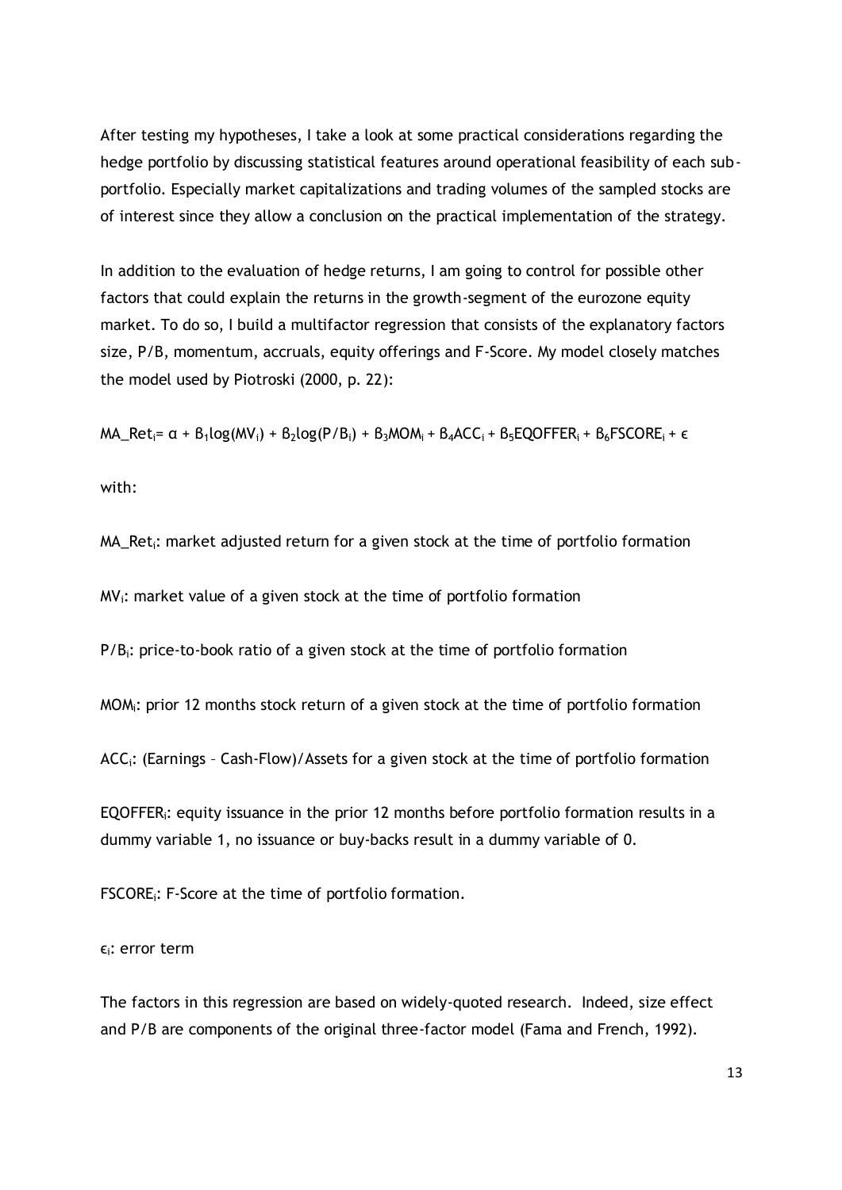After testing my hypotheses, I take a look at some practical considerations regarding the hedge portfolio by discussing statistical features around operational feasibility of each sub-portfolio. Especially market capitalizations and trading volumes of the sampled stocks are of interest since they allow a conclusion on the practical implementation of the strategy.

In addition to the evaluation of hedge returns, I am going to control for possible other factors that could explain the returns in the growth-segment of the eurozone equity market. To do so, I build a multifactor regression that consists of the explanatory factors size, P/B, momentum, accruals, equity offerings and F-Score. My model closely matches the model used by Piotroski (2000, p. 22):

$$MA\_Ret_i = \alpha + \beta_1 \log(MV_i) + \beta_2 \log(P/B_i) + \beta_3 MOM_i + \beta_4 ACC_i + \beta_5 EQOFFER_i + \beta_6 FSCORE_i + \epsilon$$

with:

$MA\_Ret_i$: market adjusted return for a given stock at the time of portfolio formation

$MV_i$: market value of a given stock at the time of portfolio formation

$P/B_i$: price-to-book ratio of a given stock at the time of portfolio formation

$MOM_i$: prior 12 months stock return of a given stock at the time of portfolio formation

$ACC_i$: (Earnings – Cash-Flow)/Assets for a given stock at the time of portfolio formation

$EQOFFER_i$: equity issuance in the prior 12 months before portfolio formation results in a dummy variable 1, no issuance or buy-backs result in a dummy variable of 0.

$FSCORE_i$: F-Score at the time of portfolio formation.

$\epsilon_i$: error term

The factors in this regression are based on widely-quoted research. Indeed, size effect and P/B are components of the original three-factor model (Fama and French, 1992).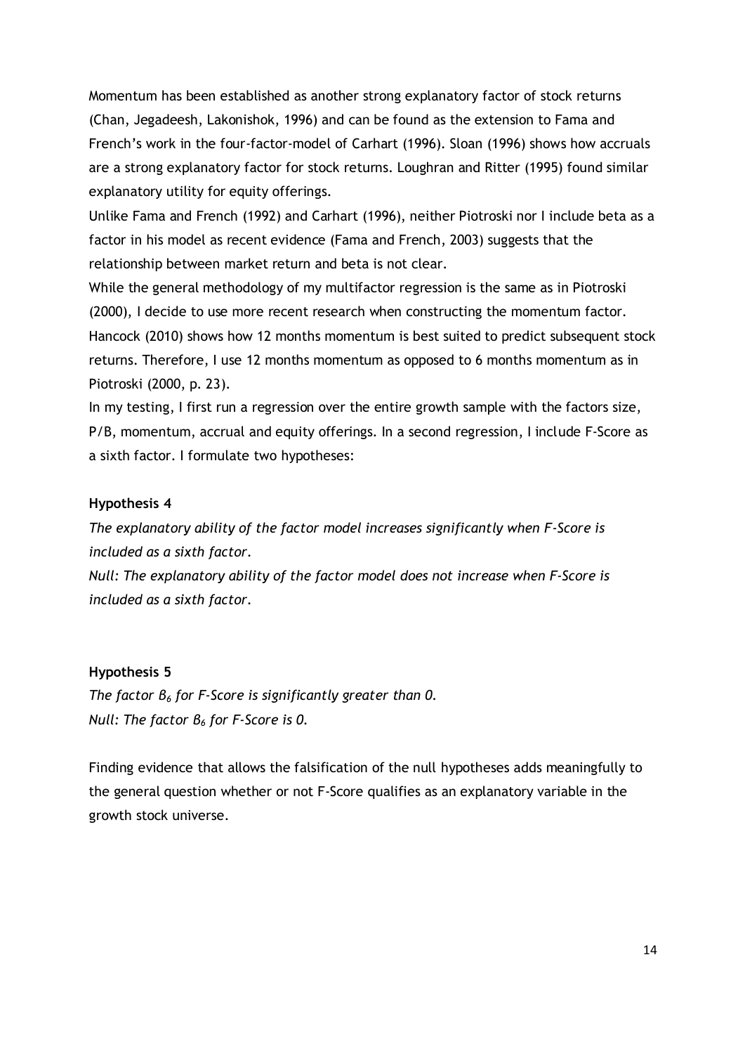Momentum has been established as another strong explanatory factor of stock returns (Chan, Jegadeesh, Lakonishok, 1996) and can be found as the extension to Fama and French's work in the four-factor-model of Carhart (1996). Sloan (1996) shows how accruals are a strong explanatory factor for stock returns. Loughran and Ritter (1995) found similar explanatory utility for equity offerings.

Unlike Fama and French (1992) and Carhart (1996), neither Piotroski nor I include beta as a factor in his model as recent evidence (Fama and French, 2003) suggests that the relationship between market return and beta is not clear.

While the general methodology of my multifactor regression is the same as in Piotroski (2000), I decide to use more recent research when constructing the momentum factor. Hancock (2010) shows how 12 months momentum is best suited to predict subsequent stock returns. Therefore, I use 12 months momentum as opposed to 6 months momentum as in Piotroski (2000, p. 23).

In my testing, I first run a regression over the entire growth sample with the factors size, P/B, momentum, accrual and equity offerings. In a second regression, I include F-Score as a sixth factor. I formulate two hypotheses:

**Hypothesis 4**

*The explanatory ability of the factor model increases significantly when F-Score is included as a sixth factor.*

*Null: The explanatory ability of the factor model does not increase when F-Score is included as a sixth factor.*

**Hypothesis 5**

*The factor $B_6$ for F-Score is significantly greater than 0.*

*Null: The factor $B_6$ for F-Score is 0.*

Finding evidence that allows the falsification of the null hypotheses adds meaningfully to the general question whether or not F-Score qualifies as an explanatory variable in the growth stock universe.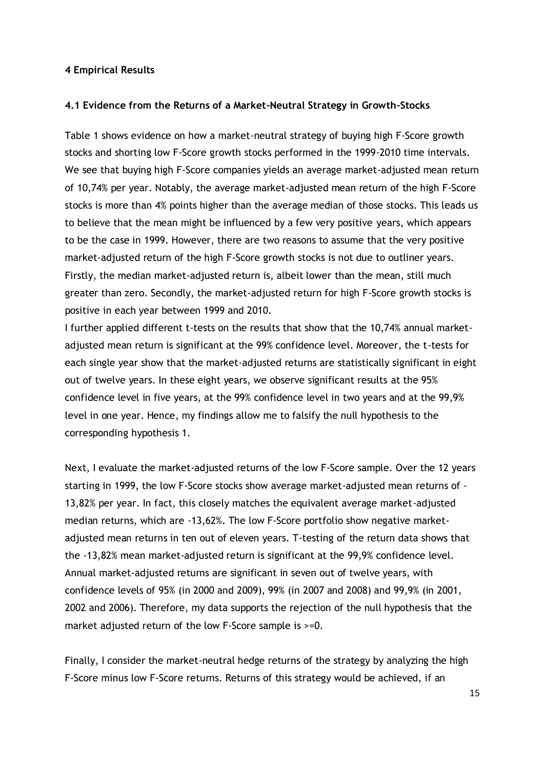## 4 Empirical Results

### 4.1 Evidence from the Returns of a Market-Neutral Strategy in Growth-Stocks

Table 1 shows evidence on how a market-neutral strategy of buying high F-Score growth stocks and shorting low F-Score growth stocks performed in the 1999-2010 time intervals. We see that buying high F-Score companies yields an average market-adjusted mean return of 10,74% per year. Notably, the average market-adjusted mean return of the high F-Score stocks is more than 4% points higher than the average median of those stocks. This leads us to believe that the mean might be influenced by a few very positive years, which appears to be the case in 1999. However, there are two reasons to assume that the very positive market-adjusted return of the high F-Score growth stocks is not due to outliner years. Firstly, the median market-adjusted return is, albeit lower than the mean, still much greater than zero. Secondly, the market-adjusted return for high F-Score growth stocks is positive in each year between 1999 and 2010.

I further applied different t-tests on the results that show that the 10,74% annual market-adjusted mean return is significant at the 99% confidence level. Moreover, the t-tests for each single year show that the market-adjusted returns are statistically significant in eight out of twelve years. In these eight years, we observe significant results at the 95% confidence level in five years, at the 99% confidence level in two years and at the 99,9% level in one year. Hence, my findings allow me to falsify the null hypothesis to the corresponding hypothesis 1.

Next, I evaluate the market-adjusted returns of the low F-Score sample. Over the 12 years starting in 1999, the low F-Score stocks show average market-adjusted mean returns of -13,82% per year. In fact, this closely matches the equivalent average market-adjusted median returns, which are -13,62%. The low F-Score portfolio show negative market-adjusted mean returns in ten out of eleven years. T-testing of the return data shows that the -13,82% mean market-adjusted return is significant at the 99,9% confidence level. Annual market-adjusted returns are significant in seven out of twelve years, with confidence levels of 95% (in 2000 and 2009), 99% (in 2007 and 2008) and 99,9% (in 2001, 2002 and 2006). Therefore, my data supports the rejection of the null hypothesis that the market adjusted return of the low F-Score sample is >=0.

Finally, I consider the market-neutral hedge returns of the strategy by analyzing the high F-Score minus low F-Score returns. Returns of this strategy would be achieved, if an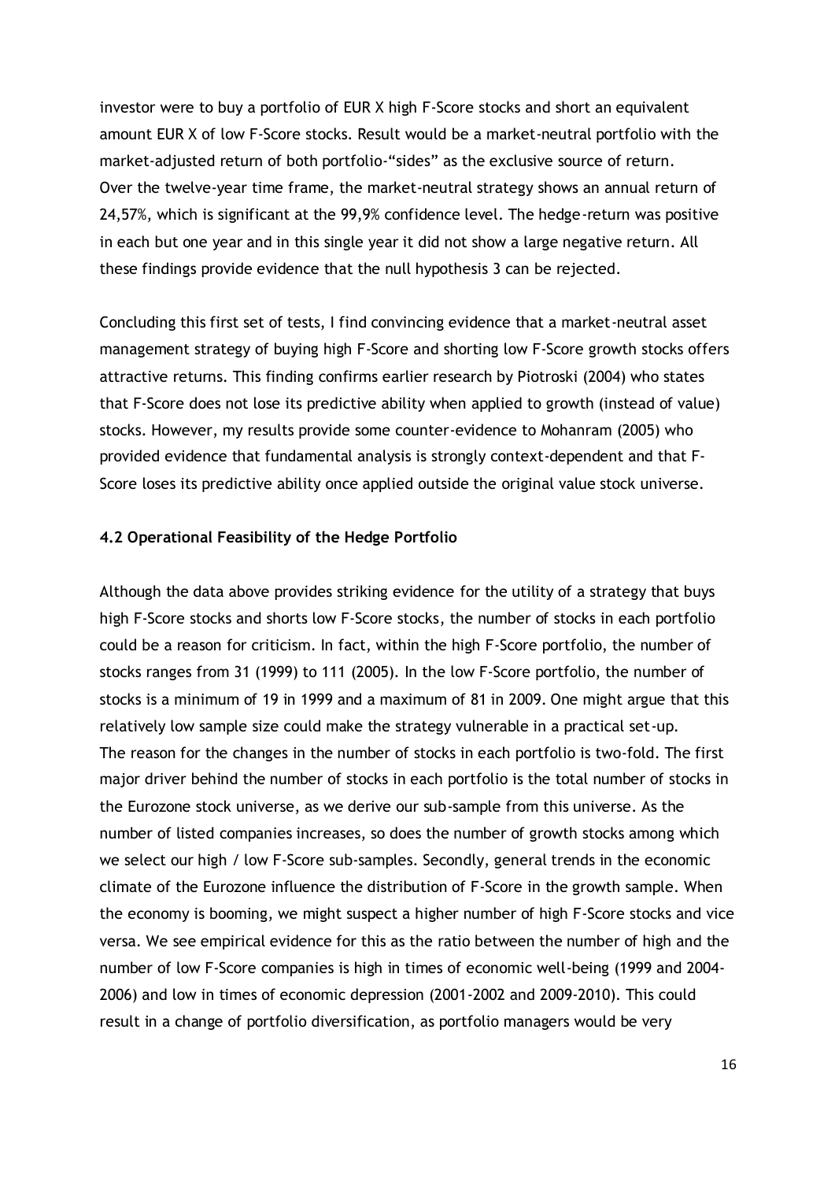investor were to buy a portfolio of EUR X high F-Score stocks and short an equivalent amount EUR X of low F-Score stocks. Result would be a market-neutral portfolio with the market-adjusted return of both portfolio-"sides" as the exclusive source of return. Over the twelve-year time frame, the market-neutral strategy shows an annual return of 24,57%, which is significant at the 99,9% confidence level. The hedge-return was positive in each but one year and in this single year it did not show a large negative return. All these findings provide evidence that the null hypothesis 3 can be rejected.

Concluding this first set of tests, I find convincing evidence that a market-neutral asset management strategy of buying high F-Score and shorting low F-Score growth stocks offers attractive returns. This finding confirms earlier research by Piotroski (2004) who states that F-Score does not lose its predictive ability when applied to growth (instead of value) stocks. However, my results provide some counter-evidence to Mohanram (2005) who provided evidence that fundamental analysis is strongly context-dependent and that F-Score loses its predictive ability once applied outside the original value stock universe.

### 4.2 Operational Feasibility of the Hedge Portfolio

Although the data above provides striking evidence for the utility of a strategy that buys high F-Score stocks and shorts low F-Score stocks, the number of stocks in each portfolio could be a reason for criticism. In fact, within the high F-Score portfolio, the number of stocks ranges from 31 (1999) to 111 (2005). In the low F-Score portfolio, the number of stocks is a minimum of 19 in 1999 and a maximum of 81 in 2009. One might argue that this relatively low sample size could make the strategy vulnerable in a practical set-up. The reason for the changes in the number of stocks in each portfolio is two-fold. The first major driver behind the number of stocks in each portfolio is the total number of stocks in the Eurozone stock universe, as we derive our sub-sample from this universe. As the number of listed companies increases, so does the number of growth stocks among which we select our high / low F-Score sub-samples. Secondly, general trends in the economic climate of the Eurozone influence the distribution of F-Score in the growth sample. When the economy is booming, we might suspect a higher number of high F-Score stocks and vice versa. We see empirical evidence for this as the ratio between the number of high and the number of low F-Score companies is high in times of economic well-being (1999 and 2004-2006) and low in times of economic depression (2001-2002 and 2009-2010). This could result in a change of portfolio diversification, as portfolio managers would be very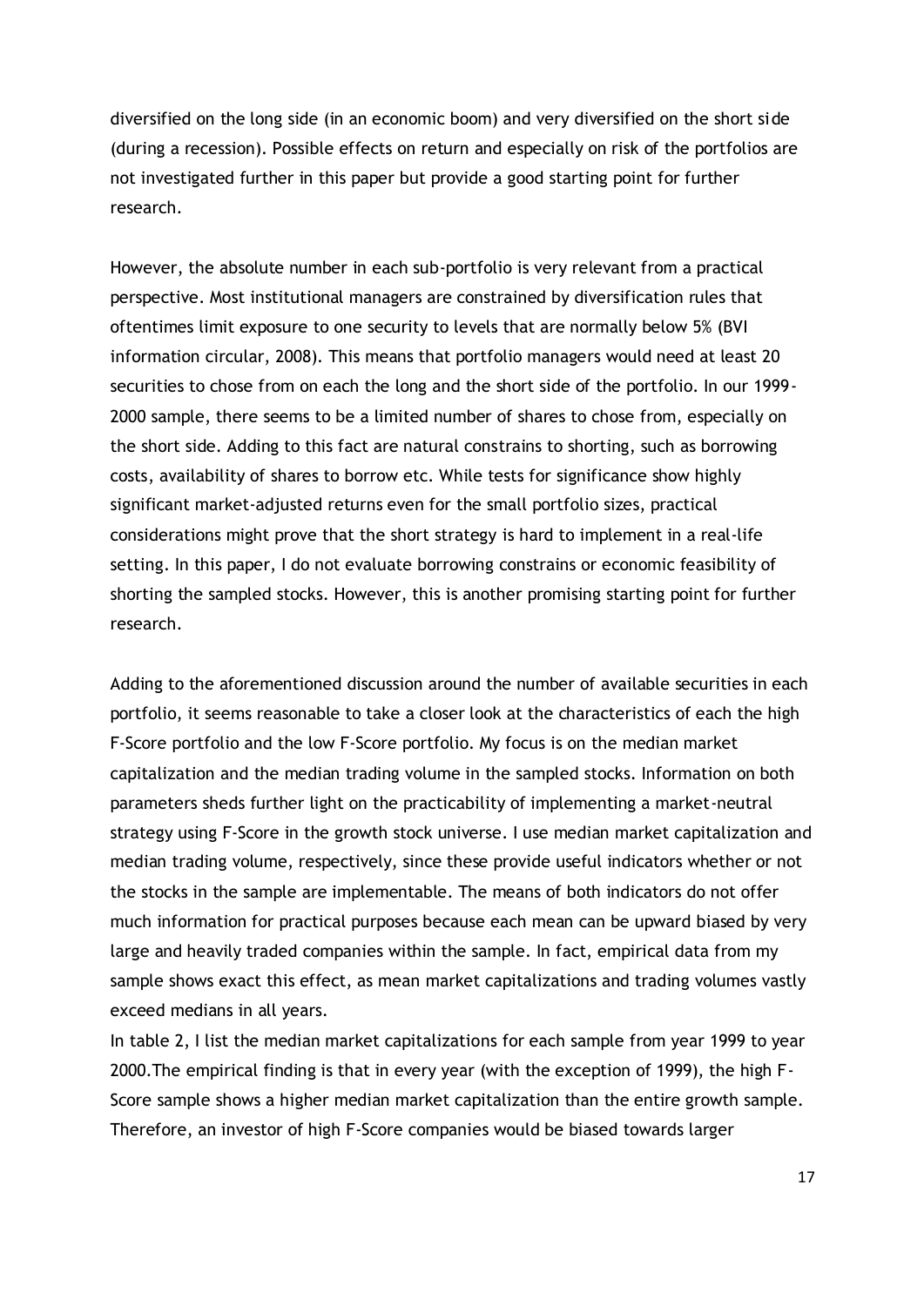diversified on the long side (in an economic boom) and very diversified on the short side (during a recession). Possible effects on return and especially on risk of the portfolios are not investigated further in this paper but provide a good starting point for further research.

However, the absolute number in each sub-portfolio is very relevant from a practical perspective. Most institutional managers are constrained by diversification rules that oftentimes limit exposure to one security to levels that are normally below 5% (BVI information circular, 2008). This means that portfolio managers would need at least 20 securities to chose from on each the long and the short side of the portfolio. In our 1999-2000 sample, there seems to be a limited number of shares to chose from, especially on the short side. Adding to this fact are natural constrains to shorting, such as borrowing costs, availability of shares to borrow etc. While tests for significance show highly significant market-adjusted returns even for the small portfolio sizes, practical considerations might prove that the short strategy is hard to implement in a real-life setting. In this paper, I do not evaluate borrowing constrains or economic feasibility of shorting the sampled stocks. However, this is another promising starting point for further research.

Adding to the aforementioned discussion around the number of available securities in each portfolio, it seems reasonable to take a closer look at the characteristics of each the high F-Score portfolio and the low F-Score portfolio. My focus is on the median market capitalization and the median trading volume in the sampled stocks. Information on both parameters sheds further light on the practicability of implementing a market-neutral strategy using F-Score in the growth stock universe. I use median market capitalization and median trading volume, respectively, since these provide useful indicators whether or not the stocks in the sample are implementable. The means of both indicators do not offer much information for practical purposes because each mean can be upward biased by very large and heavily traded companies within the sample. In fact, empirical data from my sample shows exact this effect, as mean market capitalizations and trading volumes vastly exceed medians in all years.

In table 2, I list the median market capitalizations for each sample from year 1999 to year 2000.The empirical finding is that in every year (with the exception of 1999), the high F-Score sample shows a higher median market capitalization than the entire growth sample. Therefore, an investor of high F-Score companies would be biased towards larger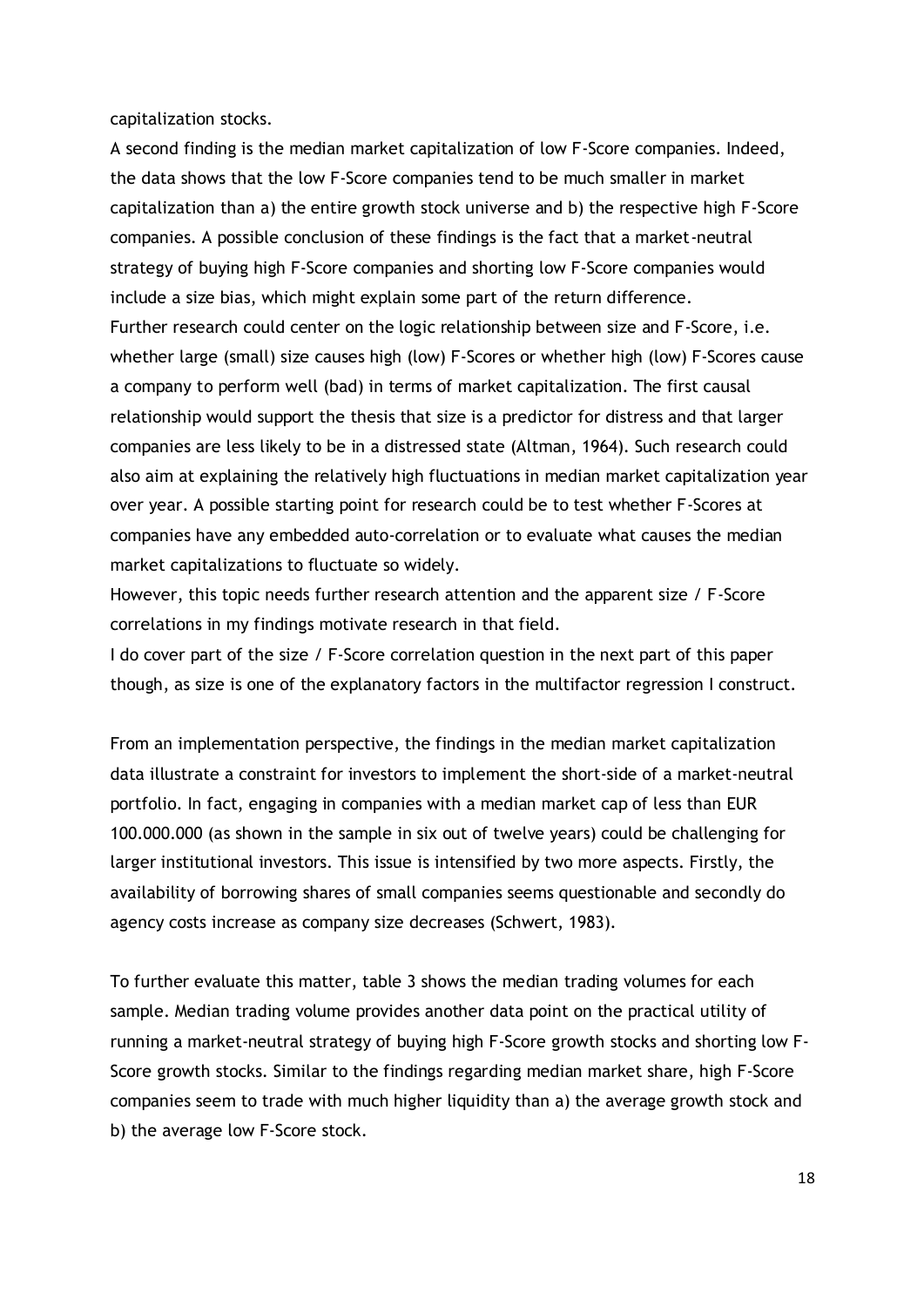capitalization stocks.

A second finding is the median market capitalization of low F-Score companies. Indeed, the data shows that the low F-Score companies tend to be much smaller in market capitalization than a) the entire growth stock universe and b) the respective high F-Score companies. A possible conclusion of these findings is the fact that a market-neutral strategy of buying high F-Score companies and shorting low F-Score companies would include a size bias, which might explain some part of the return difference.

Further research could center on the logic relationship between size and F-Score, i.e. whether large (small) size causes high (low) F-Scores or whether high (low) F-Scores cause a company to perform well (bad) in terms of market capitalization. The first causal relationship would support the thesis that size is a predictor for distress and that larger companies are less likely to be in a distressed state (Altman, 1964). Such research could also aim at explaining the relatively high fluctuations in median market capitalization year over year. A possible starting point for research could be to test whether F-Scores at companies have any embedded auto-correlation or to evaluate what causes the median market capitalizations to fluctuate so widely.

However, this topic needs further research attention and the apparent size / F-Score correlations in my findings motivate research in that field.

I do cover part of the size / F-Score correlation question in the next part of this paper though, as size is one of the explanatory factors in the multifactor regression I construct.

From an implementation perspective, the findings in the median market capitalization data illustrate a constraint for investors to implement the short-side of a market-neutral portfolio. In fact, engaging in companies with a median market cap of less than EUR 100.000.000 (as shown in the sample in six out of twelve years) could be challenging for larger institutional investors. This issue is intensified by two more aspects. Firstly, the availability of borrowing shares of small companies seems questionable and secondly do agency costs increase as company size decreases (Schwert, 1983).

To further evaluate this matter, table 3 shows the median trading volumes for each sample. Median trading volume provides another data point on the practical utility of running a market-neutral strategy of buying high F-Score growth stocks and shorting low F-Score growth stocks. Similar to the findings regarding median market share, high F-Score companies seem to trade with much higher liquidity than a) the average growth stock and b) the average low F-Score stock.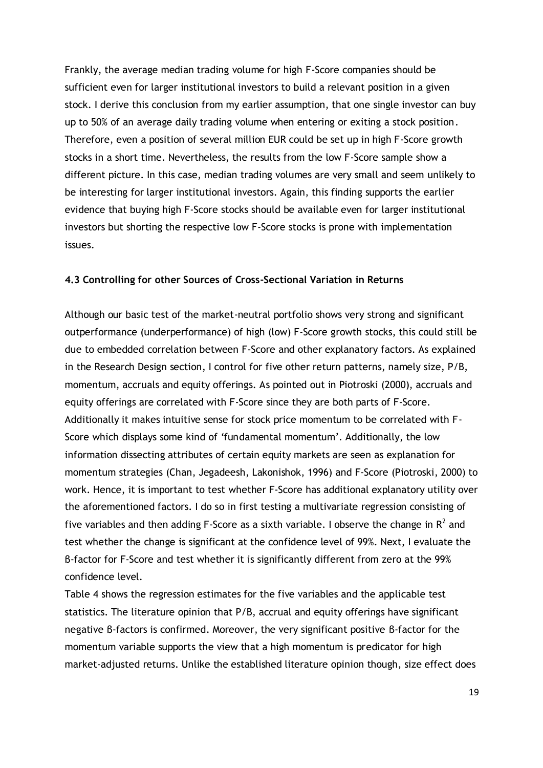Frankly, the average median trading volume for high F-Score companies should be sufficient even for larger institutional investors to build a relevant position in a given stock. I derive this conclusion from my earlier assumption, that one single investor can buy up to 50% of an average daily trading volume when entering or exiting a stock position. Therefore, even a position of several million EUR could be set up in high F-Score growth stocks in a short time. Nevertheless, the results from the low F-Score sample show a different picture. In this case, median trading volumes are very small and seem unlikely to be interesting for larger institutional investors. Again, this finding supports the earlier evidence that buying high F-Score stocks should be available even for larger institutional investors but shorting the respective low F-Score stocks is prone with implementation issues.

### 4.3 Controlling for other Sources of Cross-Sectional Variation in Returns

Although our basic test of the market-neutral portfolio shows very strong and significant outperformance (underperformance) of high (low) F-Score growth stocks, this could still be due to embedded correlation between F-Score and other explanatory factors. As explained in the Research Design section, I control for five other return patterns, namely size, P/B, momentum, accruals and equity offerings. As pointed out in Piotroski (2000), accruals and equity offerings are correlated with F-Score since they are both parts of F-Score. Additionally it makes intuitive sense for stock price momentum to be correlated with F-Score which displays some kind of 'fundamental momentum'. Additionally, the low information dissecting attributes of certain equity markets are seen as explanation for momentum strategies (Chan, Jegadeesh, Lakonishok, 1996) and F-Score (Piotroski, 2000) to work. Hence, it is important to test whether F-Score has additional explanatory utility over the aforementioned factors. I do so in first testing a multivariate regression consisting of five variables and then adding F-Score as a sixth variable. I observe the change in $R^2$ and test whether the change is significant at the confidence level of 99%. Next, I evaluate the ß-factor for F-Score and test whether it is significantly different from zero at the 99% confidence level.

Table 4 shows the regression estimates for the five variables and the applicable test statistics. The literature opinion that P/B, accrual and equity offerings have significant negative ß-factors is confirmed. Moreover, the very significant positive ß-factor for the momentum variable supports the view that a high momentum is predicator for high market-adjusted returns. Unlike the established literature opinion though, size effect does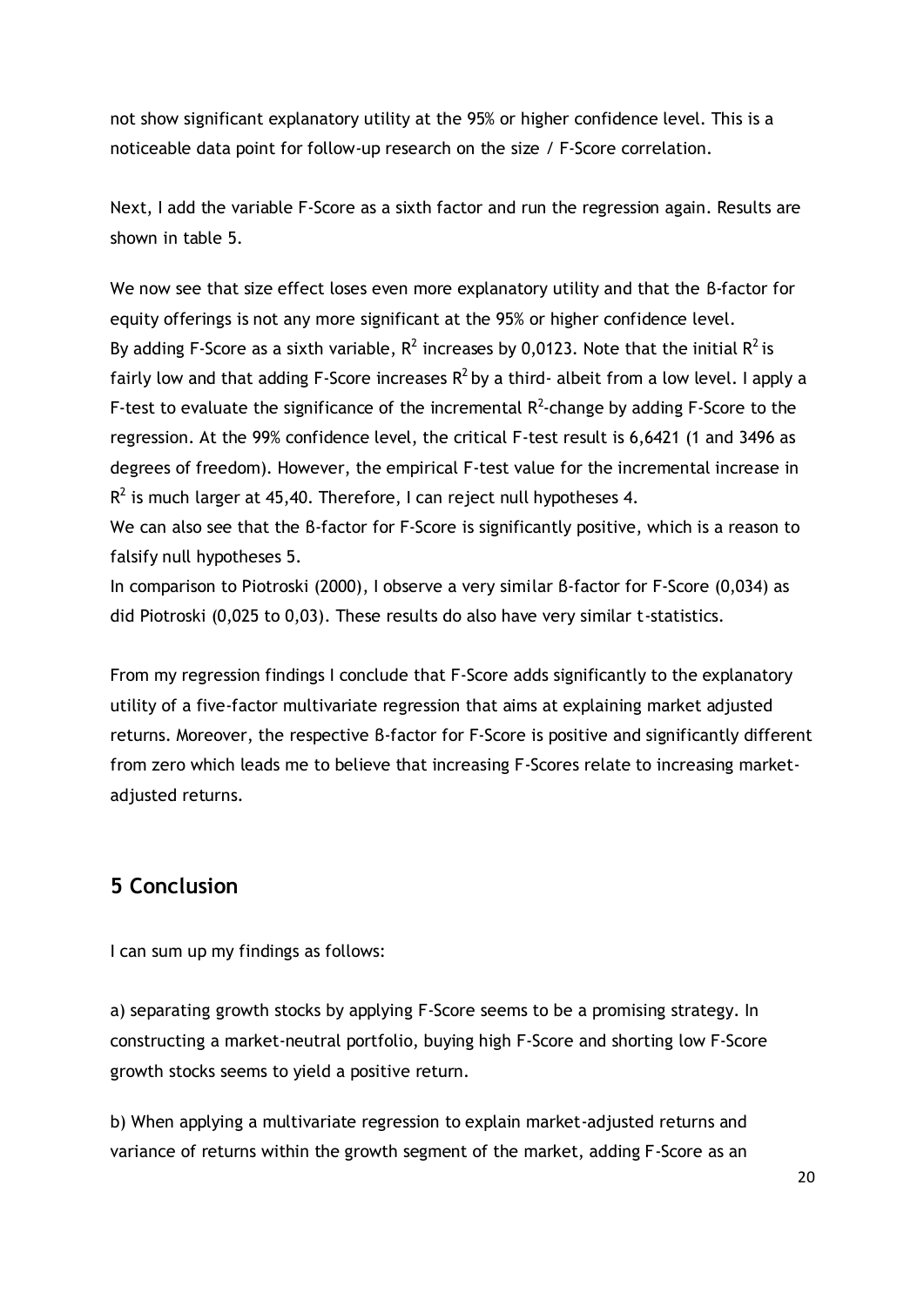not show significant explanatory utility at the 95% or higher confidence level. This is a noticeable data point for follow-up research on the size / F-Score correlation.

Next, I add the variable F-Score as a sixth factor and run the regression again. Results are shown in table 5.

We now see that size effect loses even more explanatory utility and that the ß-factor for equity offerings is not any more significant at the 95% or higher confidence level.
By adding F-Score as a sixth variable, $R^2$ increases by 0,0123. Note that the initial $R^2$ is fairly low and that adding F-Score increases $R^2$ by a third- albeit from a low level. I apply a F-test to evaluate the significance of the incremental $R^2$-change by adding F-Score to the regression. At the 99% confidence level, the critical F-test result is 6,6421 (1 and 3496 as degrees of freedom). However, the empirical F-test value for the incremental increase in $R^2$ is much larger at 45,40. Therefore, I can reject null hypotheses 4.
We can also see that the ß-factor for F-Score is significantly positive, which is a reason to falsify null hypotheses 5.
In comparison to Piotroski (2000), I observe a very similar ß-factor for F-Score (0,034) as did Piotroski (0,025 to 0,03). These results do also have very similar t-statistics.

From my regression findings I conclude that F-Score adds significantly to the explanatory utility of a five-factor multivariate regression that aims at explaining market adjusted returns. Moreover, the respective ß-factor for F-Score is positive and significantly different from zero which leads me to believe that increasing F-Scores relate to increasing market-adjusted returns.

## 5 Conclusion

I can sum up my findings as follows:

a) separating growth stocks by applying F-Score seems to be a promising strategy. In constructing a market-neutral portfolio, buying high F-Score and shorting low F-Score growth stocks seems to yield a positive return.

b) When applying a multivariate regression to explain market-adjusted returns and variance of returns within the growth segment of the market, adding F-Score as an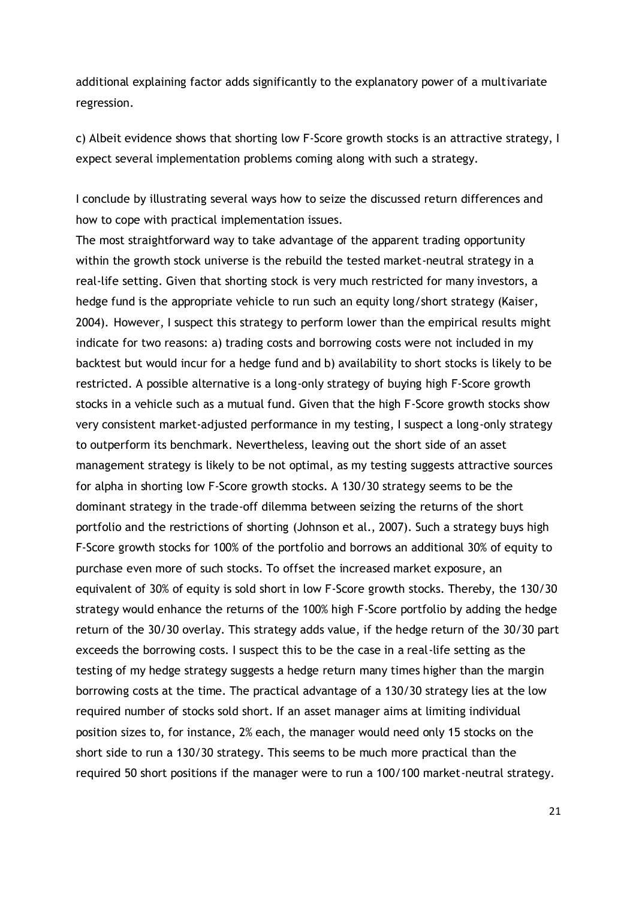additional explaining factor adds significantly to the explanatory power of a multivariate regression.

c) Albeit evidence shows that shorting low F-Score growth stocks is an attractive strategy, I expect several implementation problems coming along with such a strategy.

I conclude by illustrating several ways how to seize the discussed return differences and how to cope with practical implementation issues.

The most straightforward way to take advantage of the apparent trading opportunity within the growth stock universe is the rebuild the tested market-neutral strategy in a real-life setting. Given that shorting stock is very much restricted for many investors, a hedge fund is the appropriate vehicle to run such an equity long/short strategy (Kaiser, 2004). However, I suspect this strategy to perform lower than the empirical results might indicate for two reasons: a) trading costs and borrowing costs were not included in my backtest but would incur for a hedge fund and b) availability to short stocks is likely to be restricted. A possible alternative is a long-only strategy of buying high F-Score growth stocks in a vehicle such as a mutual fund. Given that the high F-Score growth stocks show very consistent market-adjusted performance in my testing, I suspect a long-only strategy to outperform its benchmark. Nevertheless, leaving out the short side of an asset management strategy is likely to be not optimal, as my testing suggests attractive sources for alpha in shorting low F-Score growth stocks. A 130/30 strategy seems to be the dominant strategy in the trade-off dilemma between seizing the returns of the short portfolio and the restrictions of shorting (Johnson et al., 2007). Such a strategy buys high F-Score growth stocks for 100% of the portfolio and borrows an additional 30% of equity to purchase even more of such stocks. To offset the increased market exposure, an equivalent of 30% of equity is sold short in low F-Score growth stocks. Thereby, the 130/30 strategy would enhance the returns of the 100% high F-Score portfolio by adding the hedge return of the 30/30 overlay. This strategy adds value, if the hedge return of the 30/30 part exceeds the borrowing costs. I suspect this to be the case in a real-life setting as the testing of my hedge strategy suggests a hedge return many times higher than the margin borrowing costs at the time. The practical advantage of a 130/30 strategy lies at the low required number of stocks sold short. If an asset manager aims at limiting individual position sizes to, for instance, 2% each, the manager would need only 15 stocks on the short side to run a 130/30 strategy. This seems to be much more practical than the required 50 short positions if the manager were to run a 100/100 market-neutral strategy.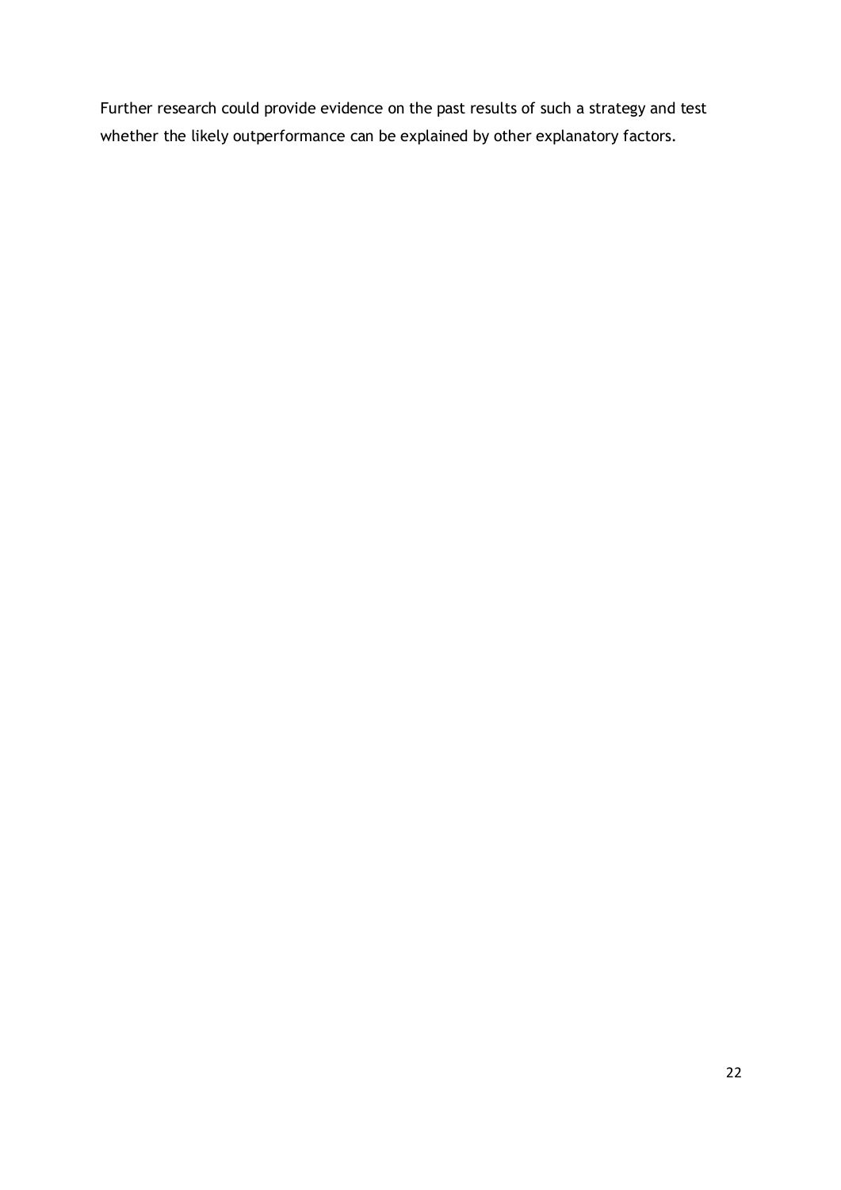Further research could provide evidence on the past results of such a strategy and test whether the likely outperformance can be explained by other explanatory factors.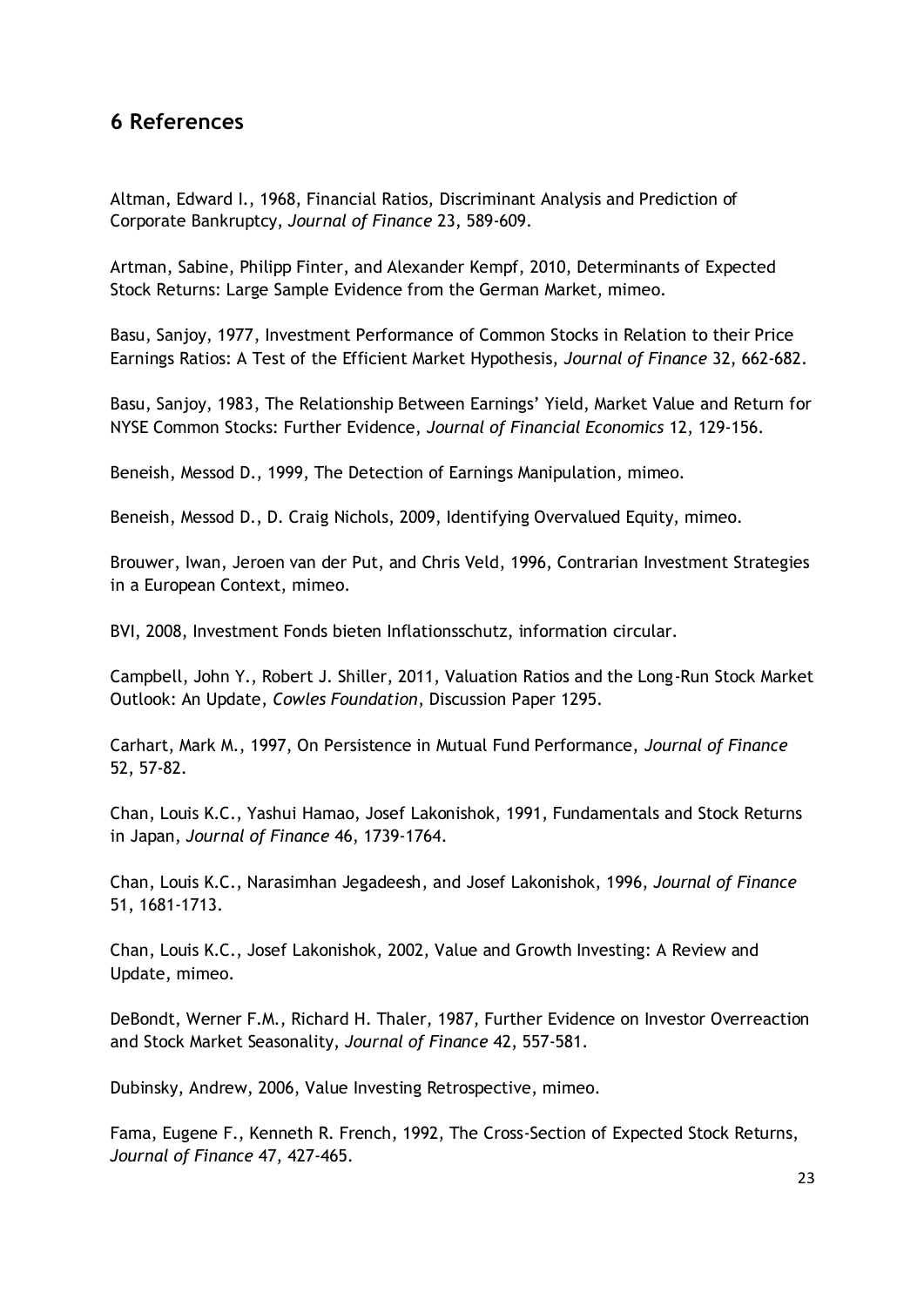## 6 References

Altman, Edward I., 1968, Financial Ratios, Discriminant Analysis and Prediction of Corporate Bankruptcy, *Journal of Finance* 23, 589-609.

Artman, Sabine, Philipp Finter, and Alexander Kempf, 2010, Determinants of Expected Stock Returns: Large Sample Evidence from the German Market, mimeo.

Basu, Sanjoy, 1977, Investment Performance of Common Stocks in Relation to their Price Earnings Ratios: A Test of the Efficient Market Hypothesis, *Journal of Finance* 32, 662-682.

Basu, Sanjoy, 1983, The Relationship Between Earnings' Yield, Market Value and Return for NYSE Common Stocks: Further Evidence, *Journal of Financial Economics* 12, 129-156.

Beneish, Messod D., 1999, The Detection of Earnings Manipulation, mimeo.

Beneish, Messod D., D. Craig Nichols, 2009, Identifying Overvalued Equity, mimeo.

Brouwer, Iwan, Jeroen van der Put, and Chris Veld, 1996, Contrarian Investment Strategies in a European Context, mimeo.

BVI, 2008, Investment Fonds bieten Inflationsschutz, information circular.

Campbell, John Y., Robert J. Shiller, 2011, Valuation Ratios and the Long-Run Stock Market Outlook: An Update, *Cowles Foundation*, Discussion Paper 1295.

Carhart, Mark M., 1997, On Persistence in Mutual Fund Performance, *Journal of Finance* 52, 57-82.

Chan, Louis K.C., Yashui Hamao, Josef Lakonishok, 1991, Fundamentals and Stock Returns in Japan, *Journal of Finance* 46, 1739-1764.

Chan, Louis K.C., Narasimhan Jegadeesh, and Josef Lakonishok, 1996, *Journal of Finance* 51, 1681-1713.

Chan, Louis K.C., Josef Lakonishok, 2002, Value and Growth Investing: A Review and Update, mimeo.

DeBondt, Werner F.M., Richard H. Thaler, 1987, Further Evidence on Investor Overreaction and Stock Market Seasonality, *Journal of Finance* 42, 557-581.

Dubinsky, Andrew, 2006, Value Investing Retrospective, mimeo.

Fama, Eugene F., Kenneth R. French, 1992, The Cross-Section of Expected Stock Returns, *Journal of Finance* 47, 427-465.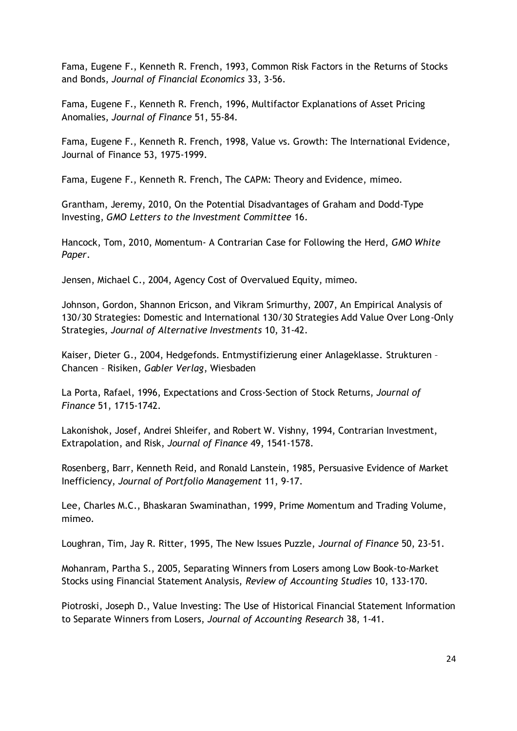Fama, Eugene F., Kenneth R. French, 1993, Common Risk Factors in the Returns of Stocks and Bonds, *Journal of Financial Economics* 33, 3-56.

Fama, Eugene F., Kenneth R. French, 1996, Multifactor Explanations of Asset Pricing Anomalies, *Journal of Finance* 51, 55-84.

Fama, Eugene F., Kenneth R. French, 1998, Value vs. Growth: The International Evidence, Journal of Finance 53, 1975-1999.

Fama, Eugene F., Kenneth R. French, The CAPM: Theory and Evidence, mimeo.

Grantham, Jeremy, 2010, On the Potential Disadvantages of Graham and Dodd-Type Investing, *GMO Letters to the Investment Committee* 16.

Hancock, Tom, 2010, Momentum- A Contrarian Case for Following the Herd, *GMO White Paper*.

Jensen, Michael C., 2004, Agency Cost of Overvalued Equity, mimeo.

Johnson, Gordon, Shannon Ericson, and Vikram Srimurthy, 2007, An Empirical Analysis of 130/30 Strategies: Domestic and International 130/30 Strategies Add Value Over Long-Only Strategies, *Journal of Alternative Investments* 10, 31-42.

Kaiser, Dieter G., 2004, Hedgefonds. Entmystifizierung einer Anlageklasse. Strukturen – Chancen – Risiken, *Gabler Verlag*, Wiesbaden

La Porta, Rafael, 1996, Expectations and Cross-Section of Stock Returns, *Journal of Finance* 51, 1715-1742.

Lakonishok, Josef, Andrei Shleifer, and Robert W. Vishny, 1994, Contrarian Investment, Extrapolation, and Risk, *Journal of Finance* 49, 1541-1578.

Rosenberg, Barr, Kenneth Reid, and Ronald Lanstein, 1985, Persuasive Evidence of Market Inefficiency, *Journal of Portfolio Management* 11, 9-17.

Lee, Charles M.C., Bhaskaran Swaminathan, 1999, Prime Momentum and Trading Volume, mimeo.

Loughran, Tim, Jay R. Ritter, 1995, The New Issues Puzzle, *Journal of Finance* 50, 23-51.

Mohanram, Partha S., 2005, Separating Winners from Losers among Low Book-to-Market Stocks using Financial Statement Analysis, *Review of Accounting Studies* 10, 133-170.

Piotroski, Joseph D., Value Investing: The Use of Historical Financial Statement Information to Separate Winners from Losers, *Journal of Accounting Research* 38, 1-41.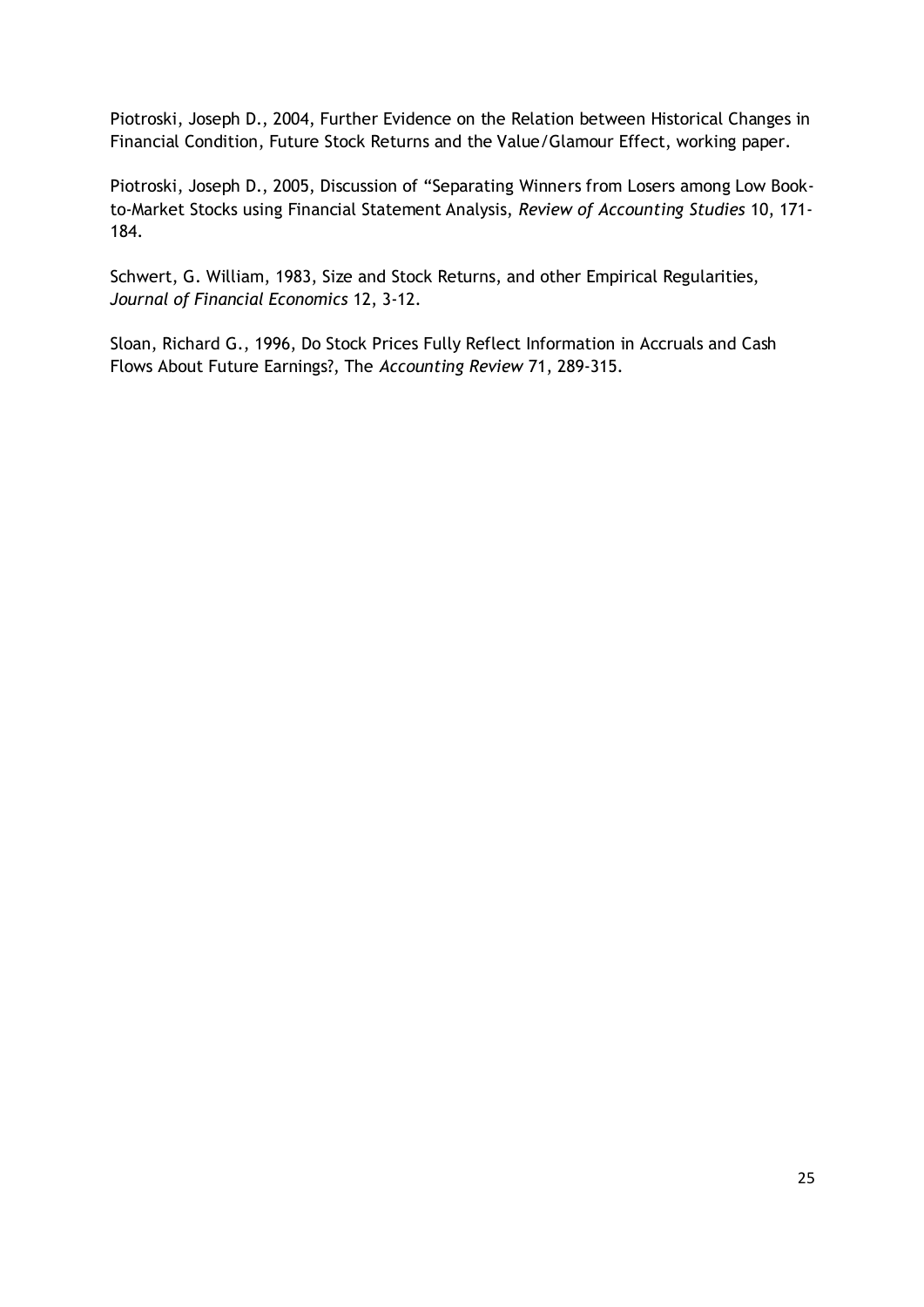Piotroski, Joseph D., 2004, Further Evidence on the Relation between Historical Changes in Financial Condition, Future Stock Returns and the Value/Glamour Effect, working paper.

Piotroski, Joseph D., 2005, Discussion of "Separating Winners from Losers among Low Book-to-Market Stocks using Financial Statement Analysis, *Review of Accounting Studies* 10, 171-184.

Schwert, G. William, 1983, Size and Stock Returns, and other Empirical Regularities, *Journal of Financial Economics* 12, 3-12.

Sloan, Richard G., 1996, Do Stock Prices Fully Reflect Information in Accruals and Cash Flows About Future Earnings?, The *Accounting Review* 71, 289-315.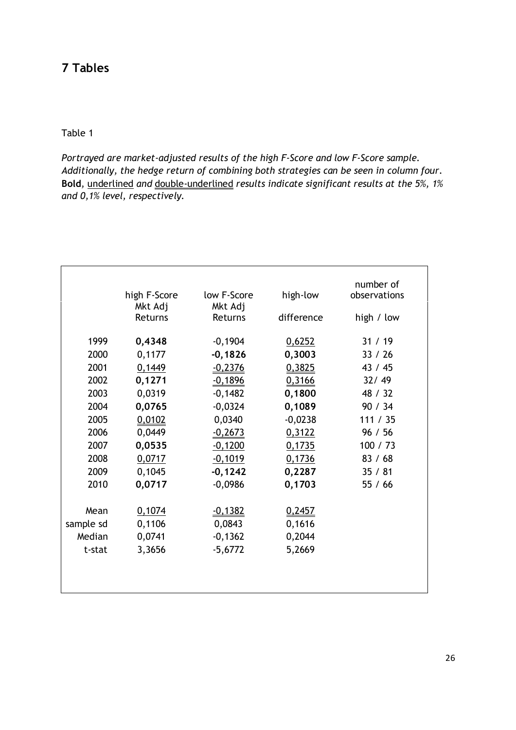## 7 Tables

Table 1

*Portrayed are market-adjusted results of the high F-Score and low F-Score sample. Additionally, the hedge return of combining both strategies can be seen in column four.* **Bold**, <u>underlined</u> *and* <u><u>double-underlined</u></u> *results indicate significant results at the 5%, 1% and 0,1% level, respectively.*

| | high F-Score Mkt Adj Returns | low F-Score Mkt Adj Returns | high-low difference | number of observations high / low |
|---|---|---|---|---|
| 1999 | **0,4348** | -0,1904 | <u>0,6252</u> | 31 / 19 |
| 2000 | 0,1177 | **-0,1826** | **0,3003** | 33 / 26 |
| 2001 | <u>0,1449</u> | <u><u>-0,2376</u></u> | <u><u>0,3825</u></u> | 43 / 45 |
| 2002 | **0,1271** | <u><u>-0,1896</u></u> | <u><u>0,3166</u></u> | 32/ 49 |
| 2003 | 0,0319 | -0,1482 | **0,1800** | 48 / 32 |
| 2004 | **0,0765** | -0,0324 | **0,1089** | 90 / 34 |
| 2005 | <u>0,0102</u> | 0,0340 | -0,0238 | 111 / 35 |
| 2006 | 0,0449 | <u><u>-0,2673</u></u> | <u><u>0,3122</u></u> | 96 / 56 |
| 2007 | **0,0535** | <u><u>-0,1200</u></u> | <u><u>0,1735</u></u> | 100 / 73 |
| 2008 | <u>0,0717</u> | <u>-0,1019</u> | <u><u>0,1736</u></u> | 83 / 68 |
| 2009 | 0,1045 | **-0,1242** | **0,2287** | 35 / 81 |
| 2010 | **0,0717** | -0,0986 | **0,1703** | 55 / 66 |
| Mean | <u>0,1074</u> | <u><u>-0,1382</u></u> | <u><u>0,2457</u></u> | |
| sample sd | 0,1106 | 0,0843 | 0,1616 | |
| Median | 0,0741 | -0,1362 | 0,2044 | |
| t-stat | 3,3656 | -5,6772 | 5,2669 | |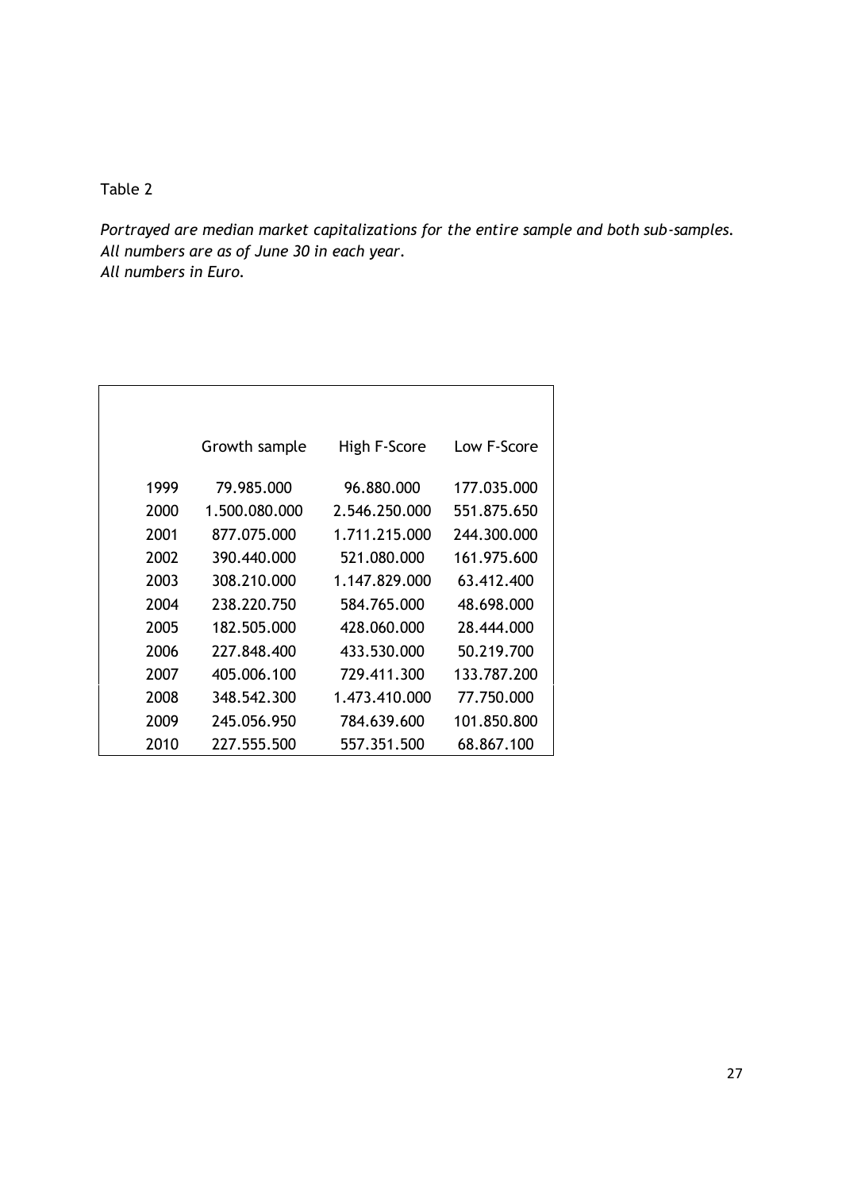Table 2

*Portrayed are median market capitalizations for the entire sample and both sub-samples.*
*All numbers are as of June 30 in each year.*
*All numbers in Euro.*

| | Growth sample | High F-Score | Low F-Score |
|---|---|---|---|
| 1999 | 79.985.000 | 96.880.000 | 177.035.000 |
| 2000 | 1.500.080.000 | 2.546.250.000 | 551.875.650 |
| 2001 | 877.075.000 | 1.711.215.000 | 244.300.000 |
| 2002 | 390.440.000 | 521.080.000 | 161.975.600 |
| 2003 | 308.210.000 | 1.147.829.000 | 63.412.400 |
| 2004 | 238.220.750 | 584.765.000 | 48.698.000 |
| 2005 | 182.505.000 | 428.060.000 | 28.444.000 |
| 2006 | 227.848.400 | 433.530.000 | 50.219.700 |
| 2007 | 405.006.100 | 729.411.300 | 133.787.200 |
| 2008 | 348.542.300 | 1.473.410.000 | 77.750.000 |
| 2009 | 245.056.950 | 784.639.600 | 101.850.800 |
| 2010 | 227.555.500 | 557.351.500 | 68.867.100 |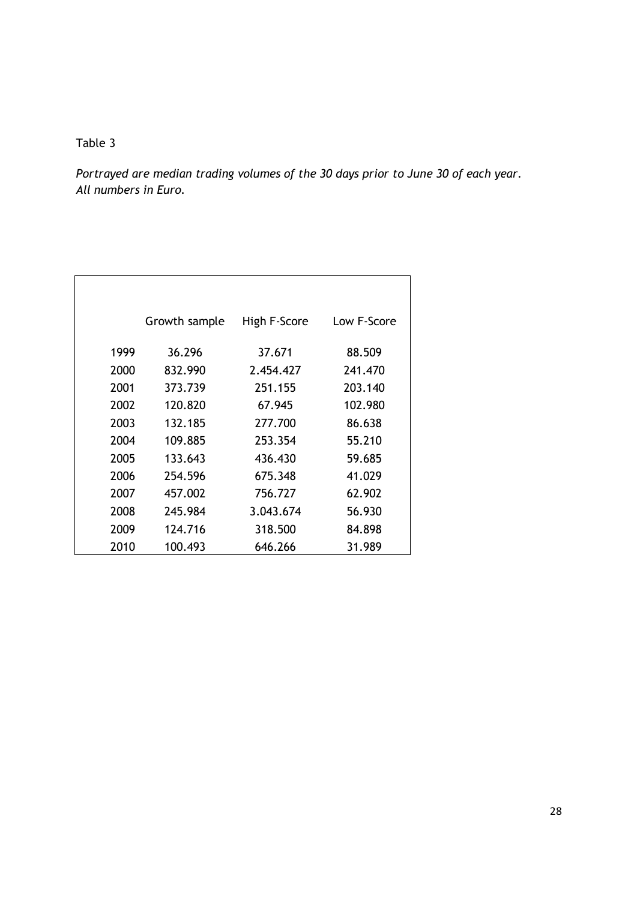Table 3

*Portrayed are median trading volumes of the 30 days prior to June 30 of each year. All numbers in Euro.*

| | Growth sample | High F-Score | Low F-Score |
|---|---|---|---|
| 1999 | 36.296 | 37.671 | 88.509 |
| 2000 | 832.990 | 2.454.427 | 241.470 |
| 2001 | 373.739 | 251.155 | 203.140 |
| 2002 | 120.820 | 67.945 | 102.980 |
| 2003 | 132.185 | 277.700 | 86.638 |
| 2004 | 109.885 | 253.354 | 55.210 |
| 2005 | 133.643 | 436.430 | 59.685 |
| 2006 | 254.596 | 675.348 | 41.029 |
| 2007 | 457.002 | 756.727 | 62.902 |
| 2008 | 245.984 | 3.043.674 | 56.930 |
| 2009 | 124.716 | 318.500 | 84.898 |
| 2010 | 100.493 | 646.266 | 31.989 |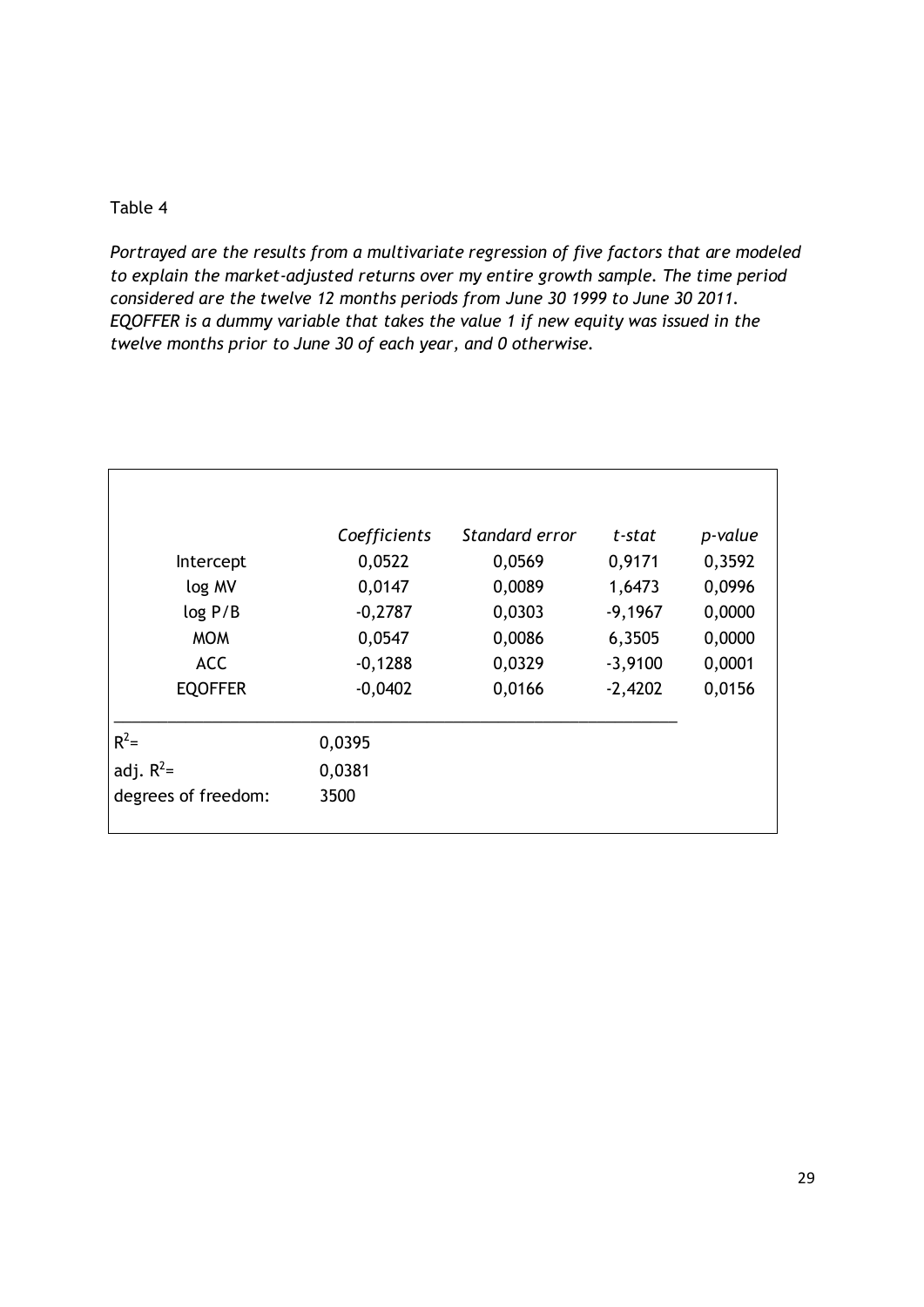Table 4

*Portrayed are the results from a multivariate regression of five factors that are modeled to explain the market-adjusted returns over my entire growth sample. The time period considered are the twelve 12 months periods from June 30 1999 to June 30 2011. EQOFFER is a dummy variable that takes the value 1 if new equity was issued in the twelve months prior to June 30 of each year, and 0 otherwise.*

| | *Coefficients* | *Standard error* | *t-stat* | *p-value* |
|---|---|---|---|---|
| Intercept | 0,0522 | 0,0569 | 0,9171 | 0,3592 |
| log MV | 0,0147 | 0,0089 | 1,6473 | 0,0996 |
| log P/B | -0,2787 | 0,0303 | -9,1967 | 0,0000 |
| MOM | 0,0547 | 0,0086 | 6,3505 | 0,0000 |
| ACC | -0,1288 | 0,0329 | -3,9100 | 0,0001 |
| EQOFFER | -0,0402 | 0,0166 | -2,4202 | 0,0156 |
| $R^2$= | 0,0395 | | | |
| adj. $R^2$= | 0,0381 | | | |
| degrees of freedom: | 3500 | | | |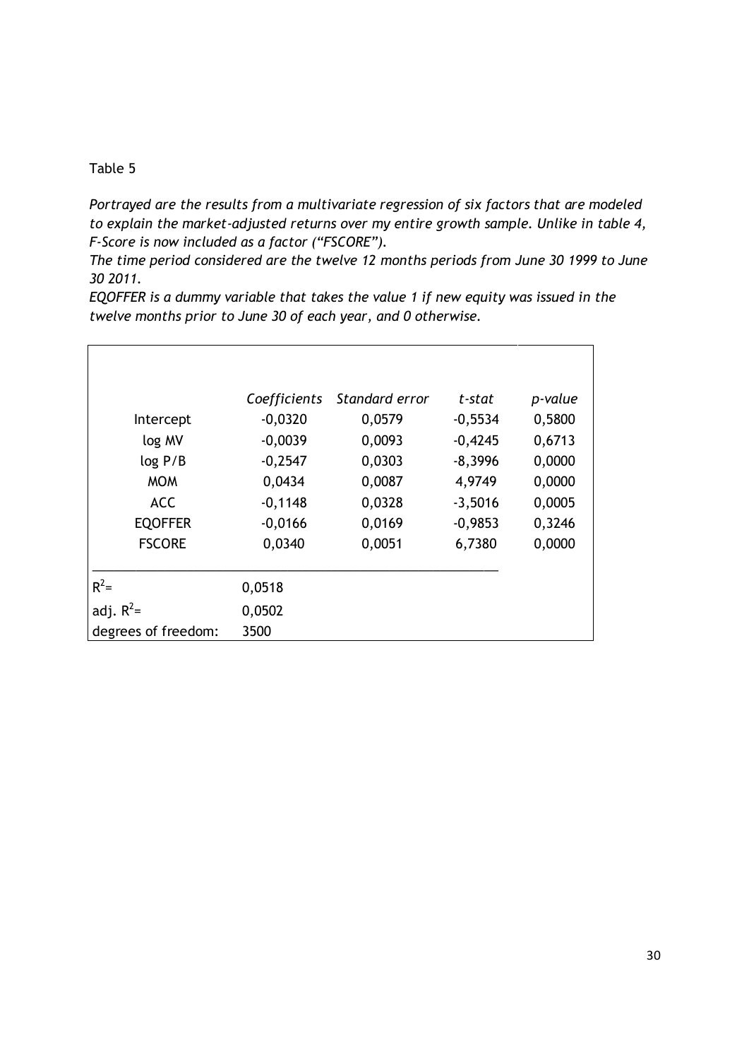Table 5

*Portrayed are the results from a multivariate regression of six factors that are modeled to explain the market-adjusted returns over my entire growth sample. Unlike in table 4, F-Score is now included as a factor ("FSCORE").*
*The time period considered are the twelve 12 months periods from June 30 1999 to June 30 2011.*
*EQOFFER is a dummy variable that takes the value 1 if new equity was issued in the twelve months prior to June 30 of each year, and 0 otherwise.*

| | *Coefficients* | *Standard error* | *t-stat* | *p-value* |
|---|---|---|---|---|
| Intercept | -0,0320 | 0,0579 | -0,5534 | 0,5800 |
| log MV | -0,0039 | 0,0093 | -0,4245 | 0,6713 |
| log P/B | -0,2547 | 0,0303 | -8,3996 | 0,0000 |
| MOM | 0,0434 | 0,0087 | 4,9749 | 0,0000 |
| ACC | -0,1148 | 0,0328 | -3,5016 | 0,0005 |
| EQOFFER | -0,0166 | 0,0169 | -0,9853 | 0,3246 |
| FSCORE | 0,0340 | 0,0051 | 6,7380 | 0,0000 |
| $R^2$= | 0,0518 | | | |
| adj. $R^2$= | 0,0502 | | | |
| degrees of freedom: | 3500 | | | |